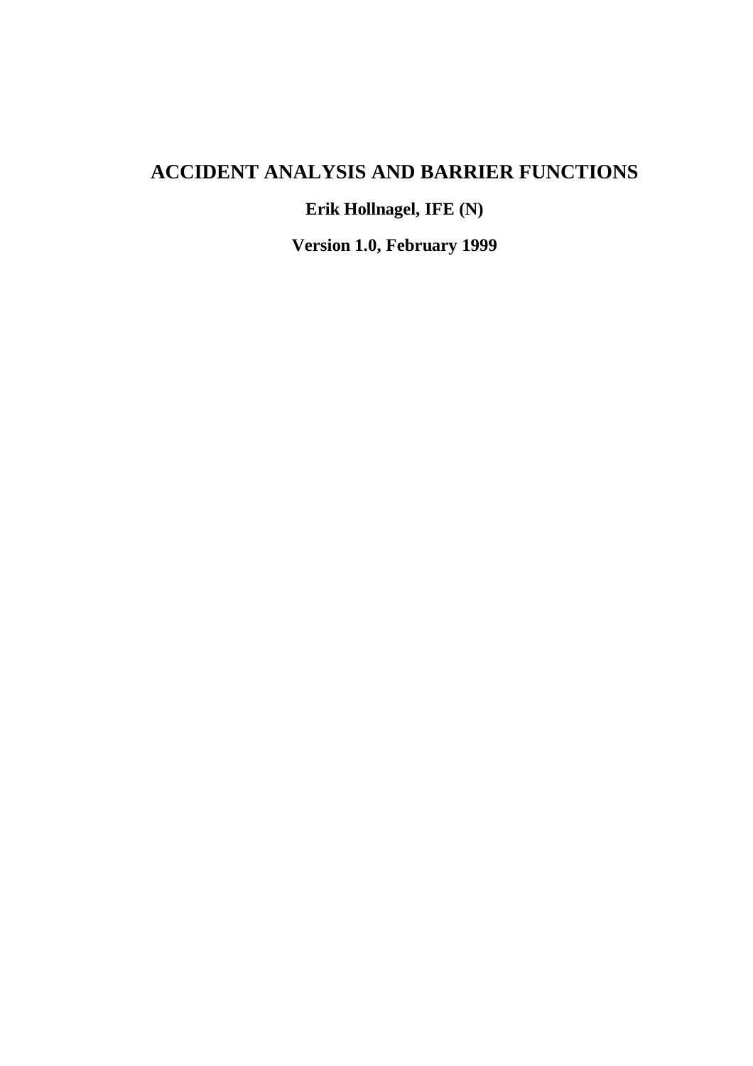# ACCIDENT ANALYSIS AND BARRIER FUNCTIONS

**Erik Hollnagel, IFE (N)**

**Version 1.0, February 1999**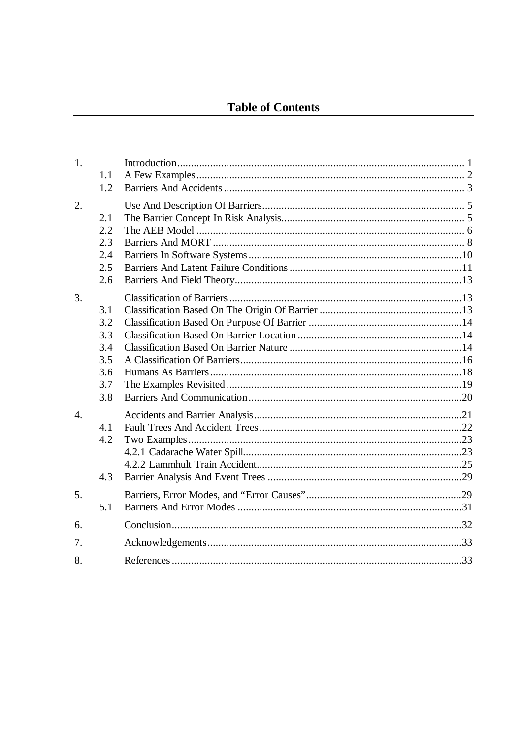## Table of Contents

| | | | |
|---|---|---|---|
| 1. | | Introduction | 1 |
| | 1.1 | A Few Examples | 2 |
| | 1.2 | Barriers And Accidents | 3 |
| 2. | | Use And Description Of Barriers | 5 |
| | 2.1 | The Barrier Concept In Risk Analysis | 5 |
| | 2.2 | The AEB Model | 6 |
| | 2.3 | Barriers And MORT | 8 |
| | 2.4 | Barriers In Software Systems | 10 |
| | 2.5 | Barriers And Latent Failure Conditions | 11 |
| | 2.6 | Barriers And Field Theory | 13 |
| 3. | | Classification of Barriers | 13 |
| | 3.1 | Classification Based On The Origin Of Barrier | 13 |
| | 3.2 | Classification Based On Purpose Of Barrier | 14 |
| | 3.3 | Classification Based On Barrier Location | 14 |
| | 3.4 | Classification Based On Barrier Nature | 14 |
| | 3.5 | A Classification Of Barriers | 16 |
| | 3.6 | Humans As Barriers | 18 |
| | 3.7 | The Examples Revisited | 19 |
| | 3.8 | Barriers And Communication | 20 |
| 4. | | Accidents and Barrier Analysis | 21 |
| | 4.1 | Fault Trees And Accident Trees | 22 |
| | 4.2 | Two Examples | 23 |
| | | 4.2.1 Cadarache Water Spill | 23 |
| | | 4.2.2 Lammhult Train Accident | 25 |
| | 4.3 | Barrier Analysis And Event Trees | 29 |
| 5. | | Barriers, Error Modes, and "Error Causes" | 29 |
| | 5.1 | Barriers And Error Modes | 31 |
| 6. | | Conclusion | 32 |
| 7. | | Acknowledgements | 33 |
| 8. | | References | 33 |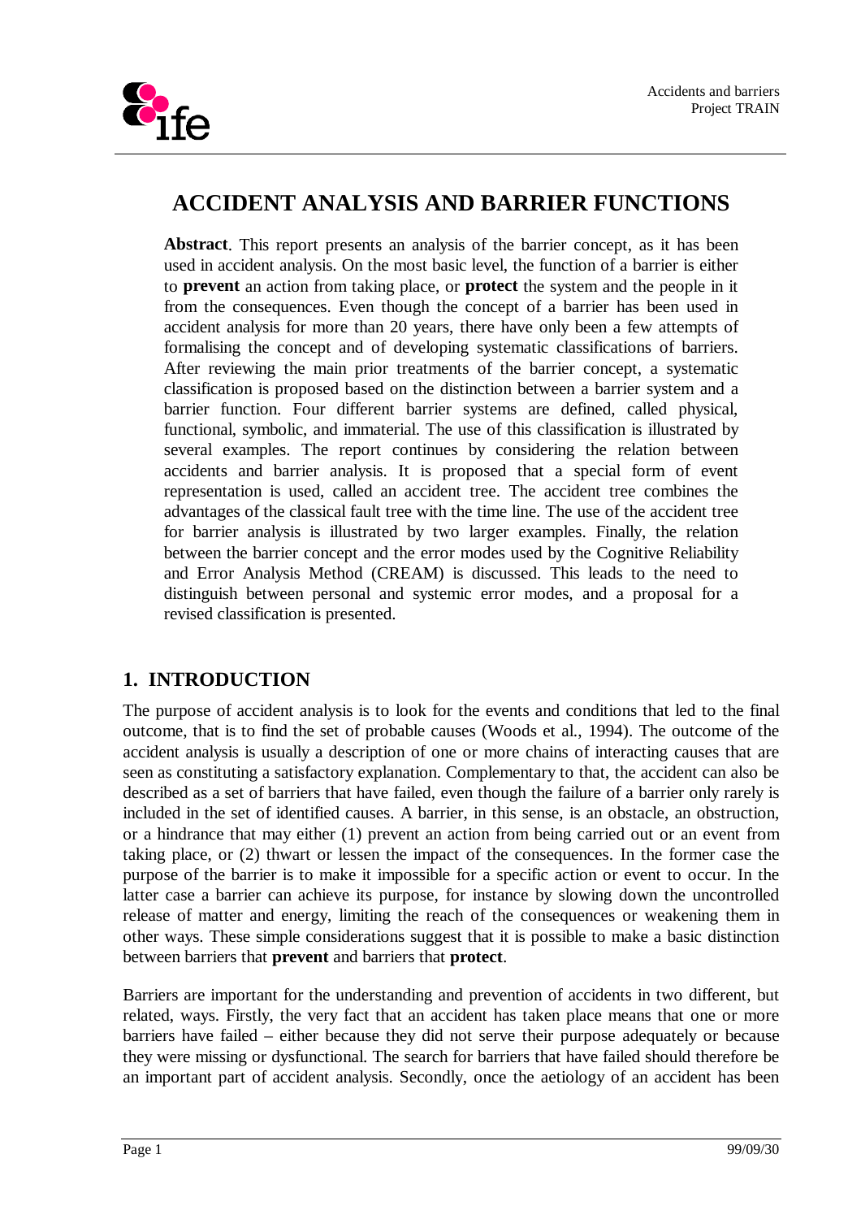# ACCIDENT ANALYSIS AND BARRIER FUNCTIONS

**Abstract**. This report presents an analysis of the barrier concept, as it has been used in accident analysis. On the most basic level, the function of a barrier is either to **prevent** an action from taking place, or **protect** the system and the people in it from the consequences. Even though the concept of a barrier has been used in accident analysis for more than 20 years, there have only been a few attempts of formalising the concept and of developing systematic classifications of barriers. After reviewing the main prior treatments of the barrier concept, a systematic classification is proposed based on the distinction between a barrier system and a barrier function. Four different barrier systems are defined, called physical, functional, symbolic, and immaterial. The use of this classification is illustrated by several examples. The report continues by considering the relation between accidents and barrier analysis. It is proposed that a special form of event representation is used, called an accident tree. The accident tree combines the advantages of the classical fault tree with the time line. The use of the accident tree for barrier analysis is illustrated by two larger examples. Finally, the relation between the barrier concept and the error modes used by the Cognitive Reliability and Error Analysis Method (CREAM) is discussed. This leads to the need to distinguish between personal and systemic error modes, and a proposal for a revised classification is presented.

## 1. INTRODUCTION

The purpose of accident analysis is to look for the events and conditions that led to the final outcome, that is to find the set of probable causes (Woods et al., 1994). The outcome of the accident analysis is usually a description of one or more chains of interacting causes that are seen as constituting a satisfactory explanation. Complementary to that, the accident can also be described as a set of barriers that have failed, even though the failure of a barrier only rarely is included in the set of identified causes. A barrier, in this sense, is an obstacle, an obstruction, or a hindrance that may either (1) prevent an action from being carried out or an event from taking place, or (2) thwart or lessen the impact of the consequences. In the former case the purpose of the barrier is to make it impossible for a specific action or event to occur. In the latter case a barrier can achieve its purpose, for instance by slowing down the uncontrolled release of matter and energy, limiting the reach of the consequences or weakening them in other ways. These simple considerations suggest that it is possible to make a basic distinction between barriers that **prevent** and barriers that **protect**.

Barriers are important for the understanding and prevention of accidents in two different, but related, ways. Firstly, the very fact that an accident has taken place means that one or more barriers have failed – either because they did not serve their purpose adequately or because they were missing or dysfunctional. The search for barriers that have failed should therefore be an important part of accident analysis. Secondly, once the aetiology of an accident has been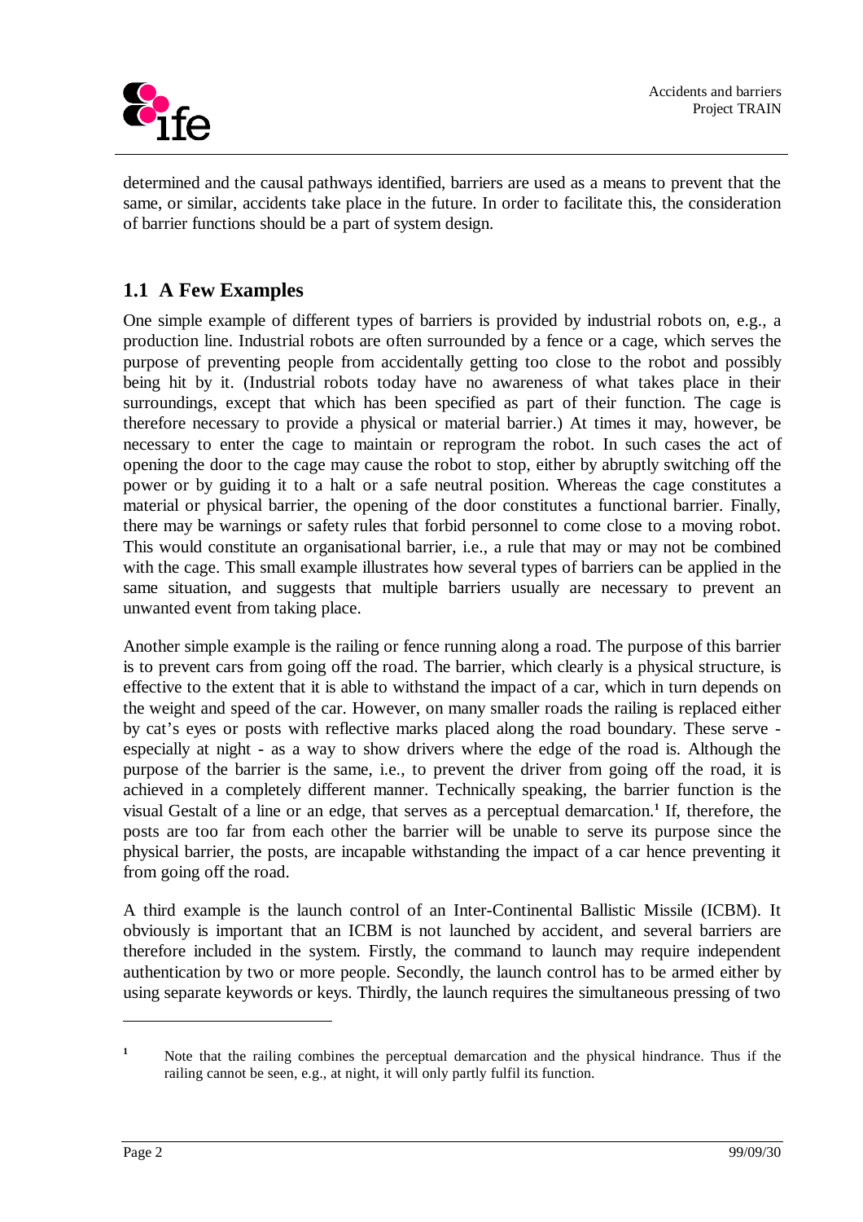determined and the causal pathways identified, barriers are used as a means to prevent that the same, or similar, accidents take place in the future. In order to facilitate this, the consideration of barrier functions should be a part of system design.

## 1.1 A Few Examples

One simple example of different types of barriers is provided by industrial robots on, e.g., a production line. Industrial robots are often surrounded by a fence or a cage, which serves the purpose of preventing people from accidentally getting too close to the robot and possibly being hit by it. (Industrial robots today have no awareness of what takes place in their surroundings, except that which has been specified as part of their function. The cage is therefore necessary to provide a physical or material barrier.) At times it may, however, be necessary to enter the cage to maintain or reprogram the robot. In such cases the act of opening the door to the cage may cause the robot to stop, either by abruptly switching off the power or by guiding it to a halt or a safe neutral position. Whereas the cage constitutes a material or physical barrier, the opening of the door constitutes a functional barrier. Finally, there may be warnings or safety rules that forbid personnel to come close to a moving robot. This would constitute an organisational barrier, i.e., a rule that may or may not be combined with the cage. This small example illustrates how several types of barriers can be applied in the same situation, and suggests that multiple barriers usually are necessary to prevent an unwanted event from taking place.

Another simple example is the railing or fence running along a road. The purpose of this barrier is to prevent cars from going off the road. The barrier, which clearly is a physical structure, is effective to the extent that it is able to withstand the impact of a car, which in turn depends on the weight and speed of the car. However, on many smaller roads the railing is replaced either by cat's eyes or posts with reflective marks placed along the road boundary. These serve - especially at night - as a way to show drivers where the edge of the road is. Although the purpose of the barrier is the same, i.e., to prevent the driver from going off the road, it is achieved in a completely different manner. Technically speaking, the barrier function is the visual Gestalt of a line or an edge, that serves as a perceptual demarcation.[1] If, therefore, the posts are too far from each other the barrier will be unable to serve its purpose since the physical barrier, the posts, are incapable withstanding the impact of a car hence preventing it from going off the road.

A third example is the launch control of an Inter-Continental Ballistic Missile (ICBM). It obviously is important that an ICBM is not launched by accident, and several barriers are therefore included in the system. Firstly, the command to launch may require independent authentication by two or more people. Secondly, the launch control has to be armed either by using separate keywords or keys. Thirdly, the launch requires the simultaneous pressing of two

---

[1] Note that the railing combines the perceptual demarcation and the physical hindrance. Thus if the railing cannot be seen, e.g., at night, it will only partly fulfil its function.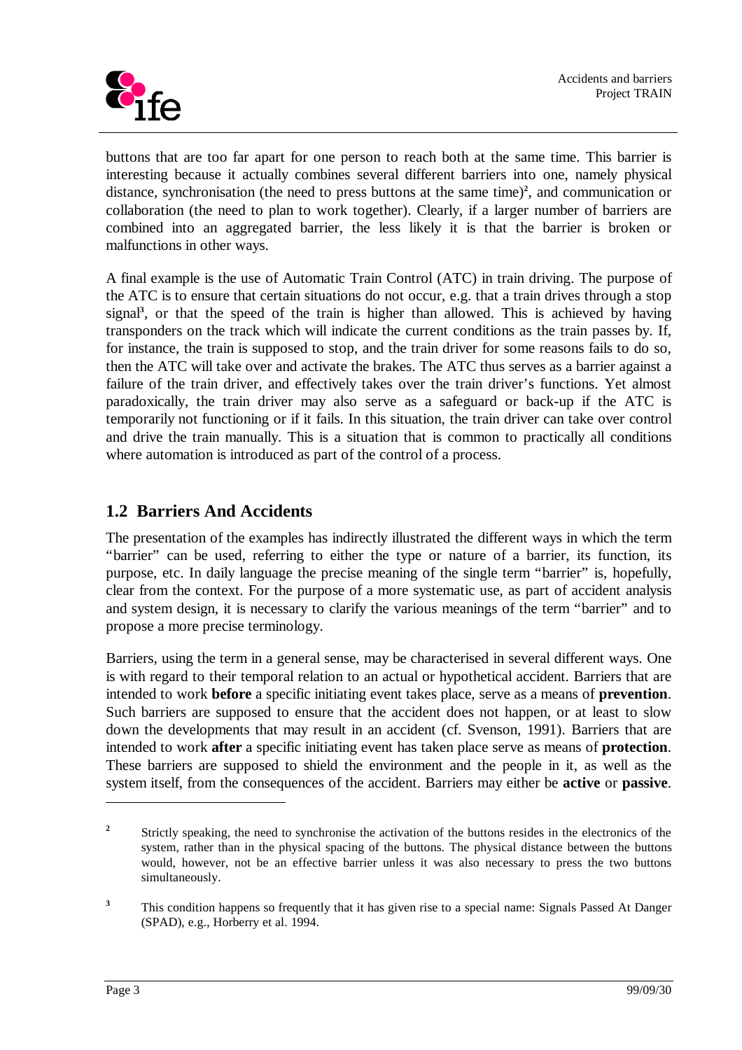buttons that are too far apart for one person to reach both at the same time. This barrier is interesting because it actually combines several different barriers into one, namely physical distance, synchronisation (the need to press buttons at the same time)[2], and communication or collaboration (the need to plan to work together). Clearly, if a larger number of barriers are combined into an aggregated barrier, the less likely it is that the barrier is broken or malfunctions in other ways.

A final example is the use of Automatic Train Control (ATC) in train driving. The purpose of the ATC is to ensure that certain situations do not occur, e.g. that a train drives through a stop signal[3], or that the speed of the train is higher than allowed. This is achieved by having transponders on the track which will indicate the current conditions as the train passes by. If, for instance, the train is supposed to stop, and the train driver for some reasons fails to do so, then the ATC will take over and activate the brakes. The ATC thus serves as a barrier against a failure of the train driver, and effectively takes over the train driver's functions. Yet almost paradoxically, the train driver may also serve as a safeguard or back-up if the ATC is temporarily not functioning or if it fails. In this situation, the train driver can take over control and drive the train manually. This is a situation that is common to practically all conditions where automation is introduced as part of the control of a process.

## 1.2 Barriers And Accidents

The presentation of the examples has indirectly illustrated the different ways in which the term "barrier" can be used, referring to either the type or nature of a barrier, its function, its purpose, etc. In daily language the precise meaning of the single term "barrier" is, hopefully, clear from the context. For the purpose of a more systematic use, as part of accident analysis and system design, it is necessary to clarify the various meanings of the term "barrier" and to propose a more precise terminology.

Barriers, using the term in a general sense, may be characterised in several different ways. One is with regard to their temporal relation to an actual or hypothetical accident. Barriers that are intended to work **before** a specific initiating event takes place, serve as a means of **prevention**. Such barriers are supposed to ensure that the accident does not happen, or at least to slow down the developments that may result in an accident (cf. Svenson, 1991). Barriers that are intended to work **after** a specific initiating event has taken place serve as means of **protection**. These barriers are supposed to shield the environment and the people in it, as well as the system itself, from the consequences of the accident. Barriers may either be **active** or **passive**.

---

[2] Strictly speaking, the need to synchronise the activation of the buttons resides in the electronics of the system, rather than in the physical spacing of the buttons. The physical distance between the buttons would, however, not be an effective barrier unless it was also necessary to press the two buttons simultaneously.

[3] This condition happens so frequently that it has given rise to a special name: Signals Passed At Danger (SPAD), e.g., Horberry et al. 1994.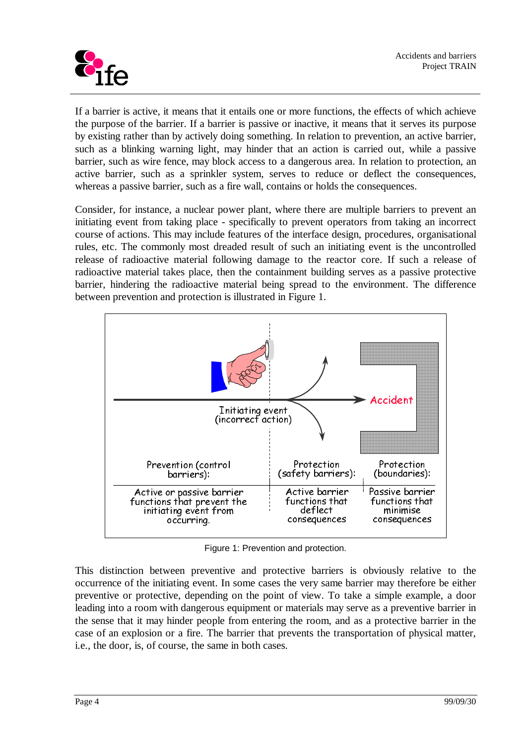If a barrier is active, it means that it entails one or more functions, the effects of which achieve the purpose of the barrier. If a barrier is passive or inactive, it means that it serves its purpose by existing rather than by actively doing something. In relation to prevention, an active barrier, such as a blinking warning light, may hinder that an action is carried out, while a passive barrier, such as wire fence, may block access to a dangerous area. In relation to protection, an active barrier, such as a sprinkler system, serves to reduce or deflect the consequences, whereas a passive barrier, such as a fire wall, contains or holds the consequences.

Consider, for instance, a nuclear power plant, where there are multiple barriers to prevent an initiating event from taking place - specifically to prevent operators from taking an incorrect course of actions. This may include features of the interface design, procedures, organisational rules, etc. The commonly most dreaded result of such an initiating event is the uncontrolled release of radioactive material following damage to the reactor core. If such a release of radioactive material takes place, then the containment building serves as a passive protective barrier, hindering the radioactive material being spread to the environment. The difference between prevention and protection is illustrated in Figure 1.

Figure 1: Prevention and protection.

This distinction between preventive and protective barriers is obviously relative to the occurrence of the initiating event. In some cases the very same barrier may therefore be either preventive or protective, depending on the point of view. To take a simple example, a door leading into a room with dangerous equipment or materials may serve as a preventive barrier in the sense that it may hinder people from entering the room, and as a protective barrier in the case of an explosion or a fire. The barrier that prevents the transportation of physical matter, i.e., the door, is, of course, the same in both cases.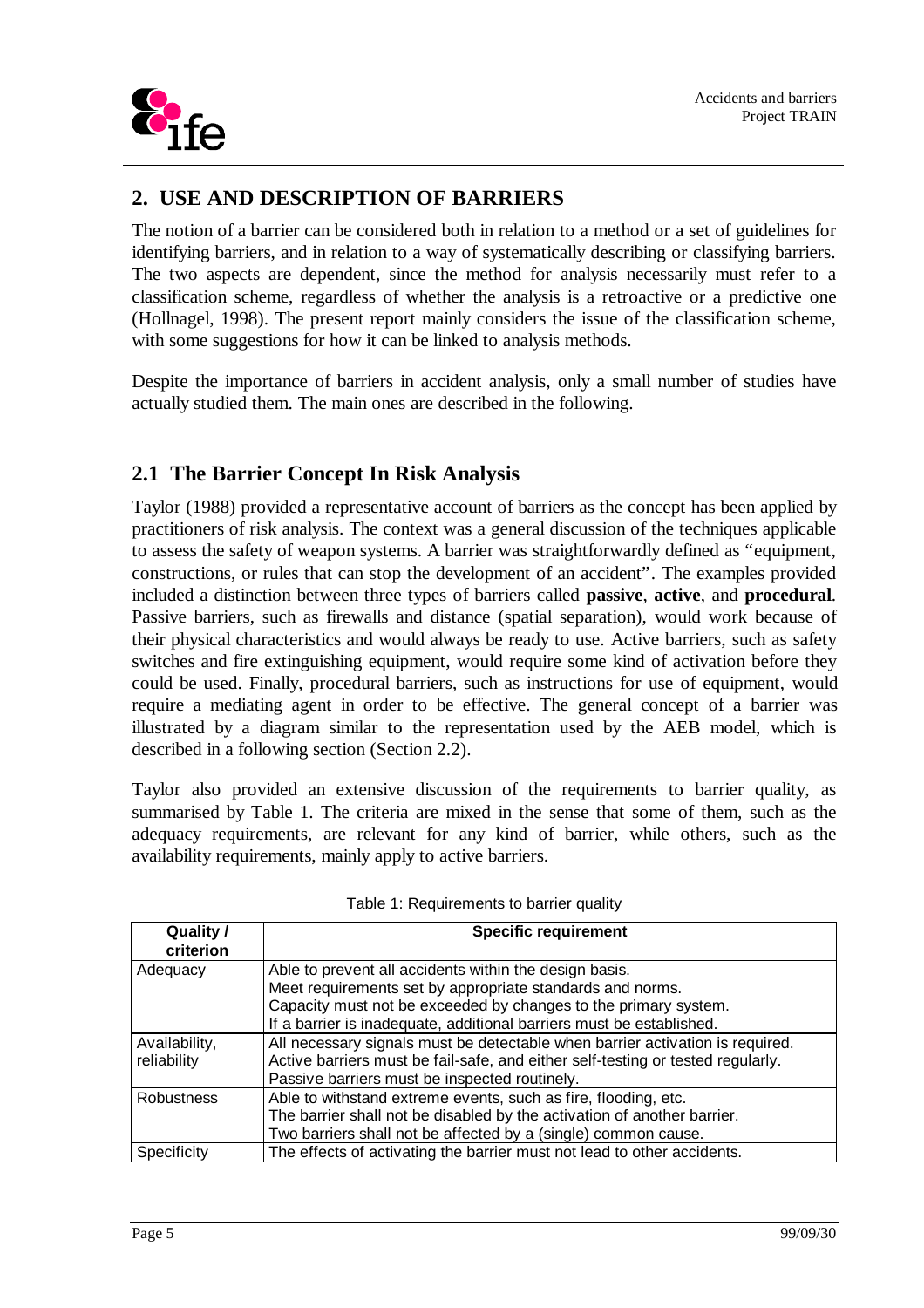## 2. USE AND DESCRIPTION OF BARRIERS

The notion of a barrier can be considered both in relation to a method or a set of guidelines for identifying barriers, and in relation to a way of systematically describing or classifying barriers. The two aspects are dependent, since the method for analysis necessarily must refer to a classification scheme, regardless of whether the analysis is a retroactive or a predictive one (Hollnagel, 1998). The present report mainly considers the issue of the classification scheme, with some suggestions for how it can be linked to analysis methods.

Despite the importance of barriers in accident analysis, only a small number of studies have actually studied them. The main ones are described in the following.

### 2.1 The Barrier Concept In Risk Analysis

Taylor (1988) provided a representative account of barriers as the concept has been applied by practitioners of risk analysis. The context was a general discussion of the techniques applicable to assess the safety of weapon systems. A barrier was straightforwardly defined as "equipment, constructions, or rules that can stop the development of an accident". The examples provided included a distinction between three types of barriers called **passive**, **active**, and **procedural**. Passive barriers, such as firewalls and distance (spatial separation), would work because of their physical characteristics and would always be ready to use. Active barriers, such as safety switches and fire extinguishing equipment, would require some kind of activation before they could be used. Finally, procedural barriers, such as instructions for use of equipment, would require a mediating agent in order to be effective. The general concept of a barrier was illustrated by a diagram similar to the representation used by the AEB model, which is described in a following section (Section 2.2).

Taylor also provided an extensive discussion of the requirements to barrier quality, as summarised by Table 1. The criteria are mixed in the sense that some of them, such as the adequacy requirements, are relevant for any kind of barrier, while others, such as the availability requirements, mainly apply to active barriers.

Table 1: Requirements to barrier quality

| Quality / criterion | Specific requirement |
|---|---|
| Adequacy | Able to prevent all accidents within the design basis.<br>Meet requirements set by appropriate standards and norms.<br>Capacity must not be exceeded by changes to the primary system.<br>If a barrier is inadequate, additional barriers must be established. |
| Availability, reliability | All necessary signals must be detectable when barrier activation is required.<br>Active barriers must be fail-safe, and either self-testing or tested regularly.<br>Passive barriers must be inspected routinely. |
| Robustness | Able to withstand extreme events, such as fire, flooding, etc.<br>The barrier shall not be disabled by the activation of another barrier.<br>Two barriers shall not be affected by a (single) common cause. |
| Specificity | The effects of activating the barrier must not lead to other accidents. |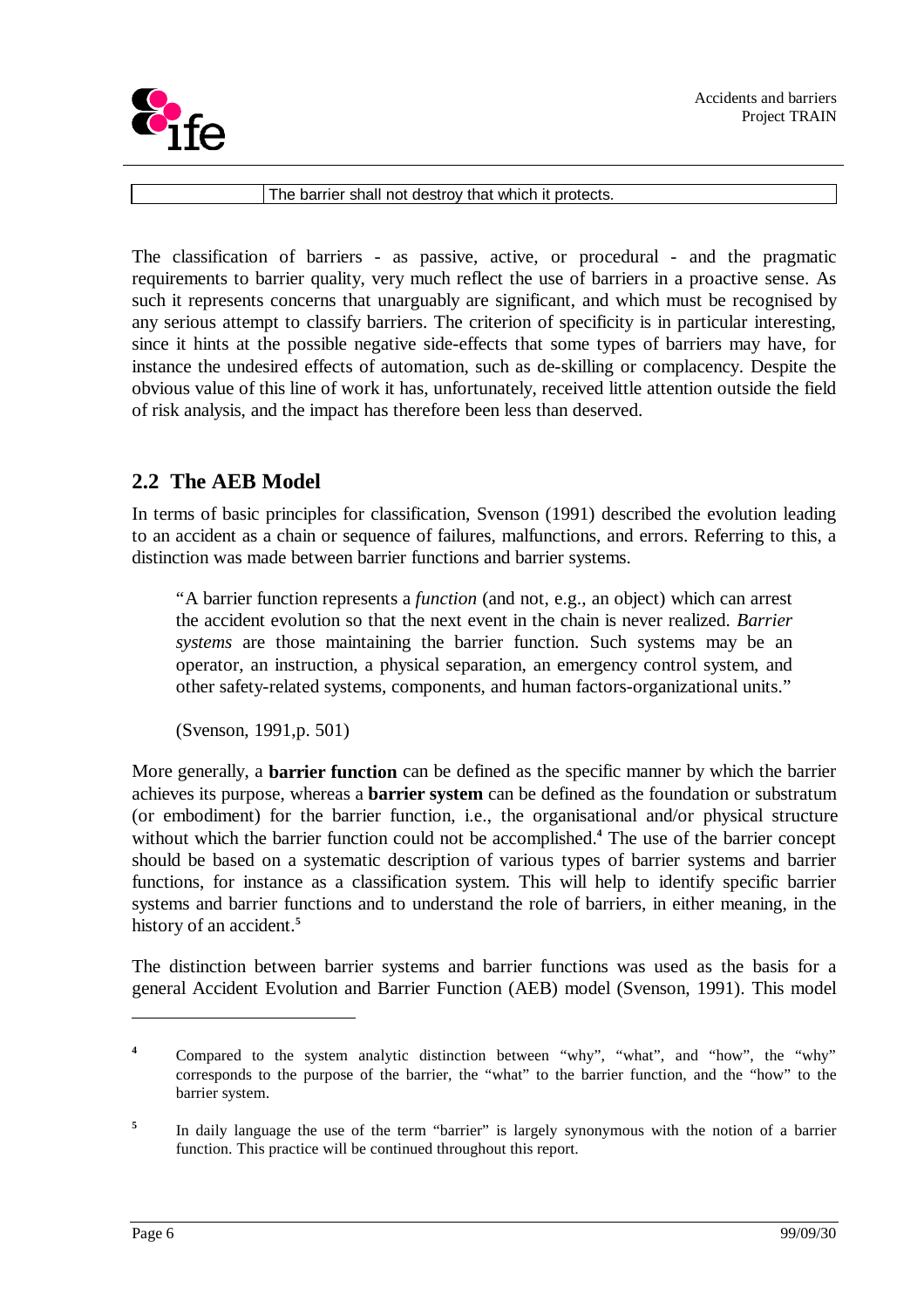| | The barrier shall not destroy that which it protects. |
|---|---|

The classification of barriers - as passive, active, or procedural - and the pragmatic requirements to barrier quality, very much reflect the use of barriers in a proactive sense. As such it represents concerns that unarguably are significant, and which must be recognised by any serious attempt to classify barriers. The criterion of specificity is in particular interesting, since it hints at the possible negative side-effects that some types of barriers may have, for instance the undesired effects of automation, such as de-skilling or complacency. Despite the obvious value of this line of work it has, unfortunately, received little attention outside the field of risk analysis, and the impact has therefore been less than deserved.

## 2.2 The AEB Model

In terms of basic principles for classification, Svenson (1991) described the evolution leading to an accident as a chain or sequence of failures, malfunctions, and errors. Referring to this, a distinction was made between barrier functions and barrier systems.

> "A barrier function represents a *function* (and not, e.g., an object) which can arrest the accident evolution so that the next event in the chain is never realized. *Barrier systems* are those maintaining the barrier function. Such systems may be an operator, an instruction, a physical separation, an emergency control system, and other safety-related systems, components, and human factors-organizational units."
>
> (Svenson, 1991,p. 501)

More generally, a **barrier function** can be defined as the specific manner by which the barrier achieves its purpose, whereas a **barrier system** can be defined as the foundation or substratum (or embodiment) for the barrier function, i.e., the organisational and/or physical structure without which the barrier function could not be accomplished.[4] The use of the barrier concept should be based on a systematic description of various types of barrier systems and barrier functions, for instance as a classification system. This will help to identify specific barrier systems and barrier functions and to understand the role of barriers, in either meaning, in the history of an accident.[5]

The distinction between barrier systems and barrier functions was used as the basis for a general Accident Evolution and Barrier Function (AEB) model (Svenson, 1991). This model

[4] Compared to the system analytic distinction between "why", "what", and "how", the "why" corresponds to the purpose of the barrier, the "what" to the barrier function, and the "how" to the barrier system.

[5] In daily language the use of the term "barrier" is largely synonymous with the notion of a barrier function. This practice will be continued throughout this report.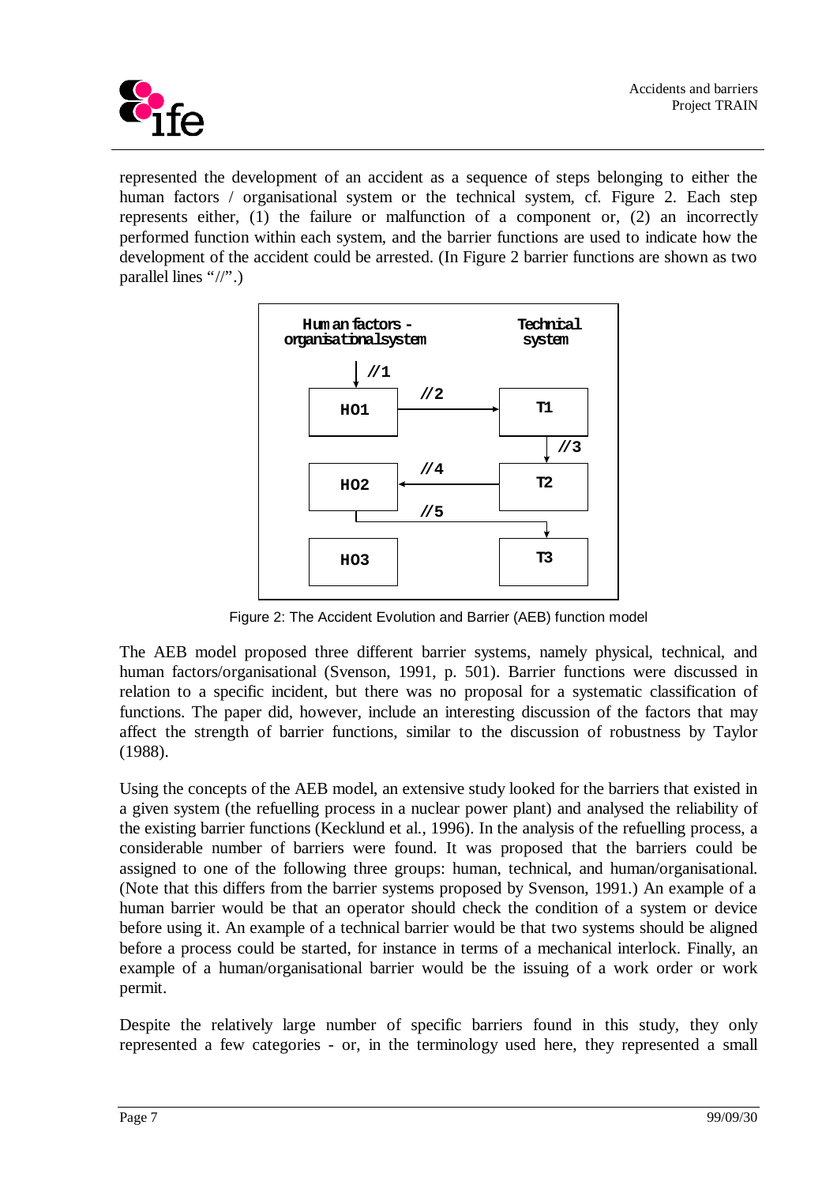represented the development of an accident as a sequence of steps belonging to either the human factors / organisational system or the technical system, cf. Figure 2. Each step represents either, (1) the failure or malfunction of a component or, (2) an incorrectly performed function within each system, and the barrier functions are used to indicate how the development of the accident could be arrested. (In Figure 2 barrier functions are shown as two parallel lines "//".)

Figure 2: The Accident Evolution and Barrier (AEB) function model

The AEB model proposed three different barrier systems, namely physical, technical, and human factors/organisational (Svenson, 1991, p. 501). Barrier functions were discussed in relation to a specific incident, but there was no proposal for a systematic classification of functions. The paper did, however, include an interesting discussion of the factors that may affect the strength of barrier functions, similar to the discussion of robustness by Taylor (1988).

Using the concepts of the AEB model, an extensive study looked for the barriers that existed in a given system (the refuelling process in a nuclear power plant) and analysed the reliability of the existing barrier functions (Kecklund et al., 1996). In the analysis of the refuelling process, a considerable number of barriers were found. It was proposed that the barriers could be assigned to one of the following three groups: human, technical, and human/organisational. (Note that this differs from the barrier systems proposed by Svenson, 1991.) An example of a human barrier would be that an operator should check the condition of a system or device before using it. An example of a technical barrier would be that two systems should be aligned before a process could be started, for instance in terms of a mechanical interlock. Finally, an example of a human/organisational barrier would be the issuing of a work order or work permit.

Despite the relatively large number of specific barriers found in this study, they only represented a few categories - or, in the terminology used here, they represented a small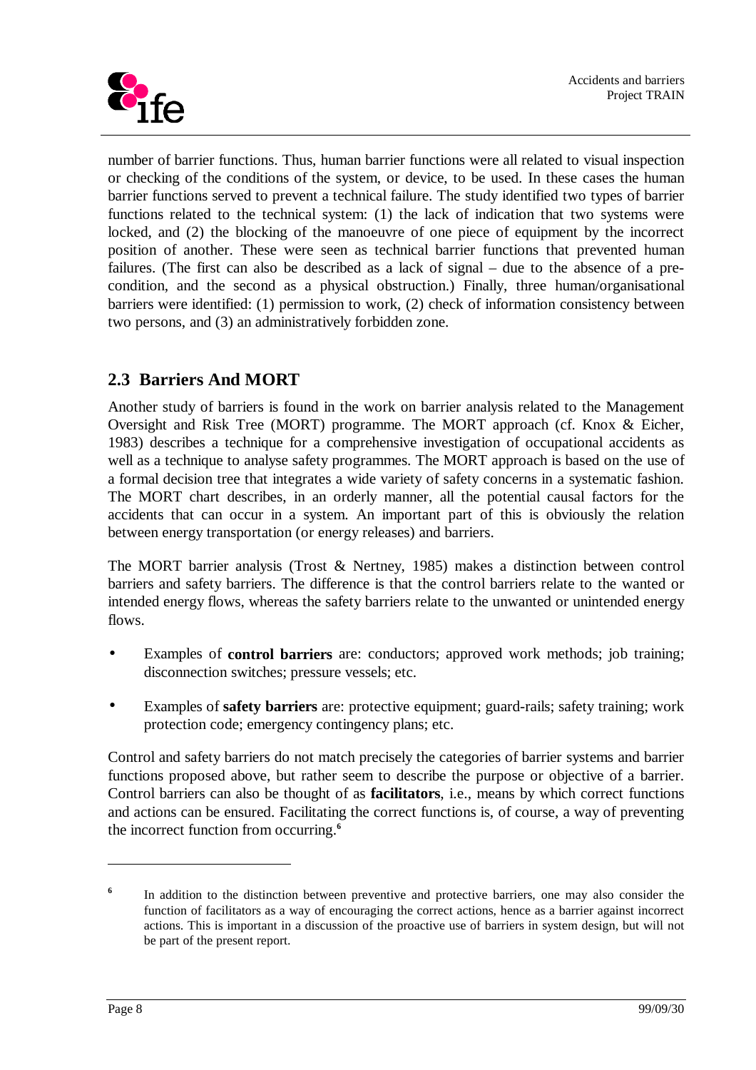number of barrier functions. Thus, human barrier functions were all related to visual inspection or checking of the conditions of the system, or device, to be used. In these cases the human barrier functions served to prevent a technical failure. The study identified two types of barrier functions related to the technical system: (1) the lack of indication that two systems were locked, and (2) the blocking of the manoeuvre of one piece of equipment by the incorrect position of another. These were seen as technical barrier functions that prevented human failures. (The first can also be described as a lack of signal – due to the absence of a pre-condition, and the second as a physical obstruction.) Finally, three human/organisational barriers were identified: (1) permission to work, (2) check of information consistency between two persons, and (3) an administratively forbidden zone.

## 2.3 Barriers And MORT

Another study of barriers is found in the work on barrier analysis related to the Management Oversight and Risk Tree (MORT) programme. The MORT approach (cf. Knox & Eicher, 1983) describes a technique for a comprehensive investigation of occupational accidents as well as a technique to analyse safety programmes. The MORT approach is based on the use of a formal decision tree that integrates a wide variety of safety concerns in a systematic fashion. The MORT chart describes, in an orderly manner, all the potential causal factors for the accidents that can occur in a system. An important part of this is obviously the relation between energy transportation (or energy releases) and barriers.

The MORT barrier analysis (Trost & Nertney, 1985) makes a distinction between control barriers and safety barriers. The difference is that the control barriers relate to the wanted or intended energy flows, whereas the safety barriers relate to the unwanted or unintended energy flows.

- Examples of **control barriers** are: conductors; approved work methods; job training; disconnection switches; pressure vessels; etc.
- Examples of **safety barriers** are: protective equipment; guard-rails; safety training; work protection code; emergency contingency plans; etc.

Control and safety barriers do not match precisely the categories of barrier systems and barrier functions proposed above, but rather seem to describe the purpose or objective of a barrier. Control barriers can also be thought of as **facilitators**, i.e., means by which correct functions and actions can be ensured. Facilitating the correct functions is, of course, a way of preventing the incorrect function from occurring.[6]

---

[6] In addition to the distinction between preventive and protective barriers, one may also consider the function of facilitators as a way of encouraging the correct actions, hence as a barrier against incorrect actions. This is important in a discussion of the proactive use of barriers in system design, but will not be part of the present report.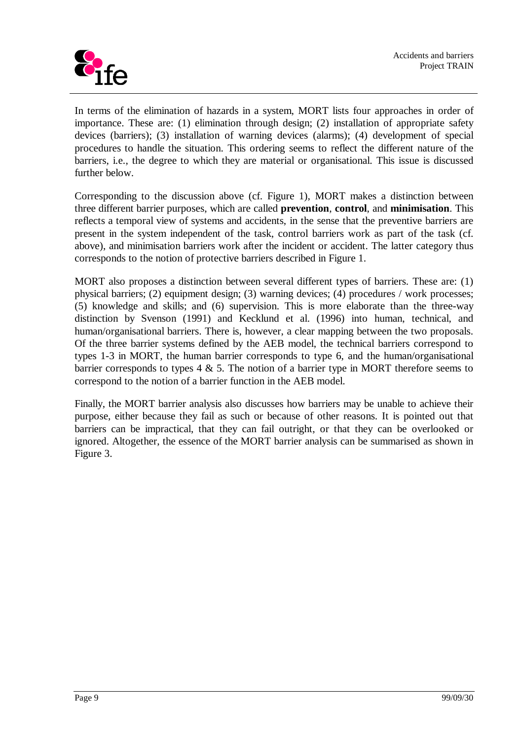In terms of the elimination of hazards in a system, MORT lists four approaches in order of importance. These are: (1) elimination through design; (2) installation of appropriate safety devices (barriers); (3) installation of warning devices (alarms); (4) development of special procedures to handle the situation. This ordering seems to reflect the different nature of the barriers, i.e., the degree to which they are material or organisational. This issue is discussed further below.

Corresponding to the discussion above (cf. Figure 1), MORT makes a distinction between three different barrier purposes, which are called **prevention**, **control**, and **minimisation**. This reflects a temporal view of systems and accidents, in the sense that the preventive barriers are present in the system independent of the task, control barriers work as part of the task (cf. above), and minimisation barriers work after the incident or accident. The latter category thus corresponds to the notion of protective barriers described in Figure 1.

MORT also proposes a distinction between several different types of barriers. These are: (1) physical barriers; (2) equipment design; (3) warning devices; (4) procedures / work processes; (5) knowledge and skills; and (6) supervision. This is more elaborate than the three-way distinction by Svenson (1991) and Kecklund et al. (1996) into human, technical, and human/organisational barriers. There is, however, a clear mapping between the two proposals. Of the three barrier systems defined by the AEB model, the technical barriers correspond to types 1-3 in MORT, the human barrier corresponds to type 6, and the human/organisational barrier corresponds to types 4 & 5. The notion of a barrier type in MORT therefore seems to correspond to the notion of a barrier function in the AEB model.

Finally, the MORT barrier analysis also discusses how barriers may be unable to achieve their purpose, either because they fail as such or because of other reasons. It is pointed out that barriers can be impractical, that they can fail outright, or that they can be overlooked or ignored. Altogether, the essence of the MORT barrier analysis can be summarised as shown in Figure 3.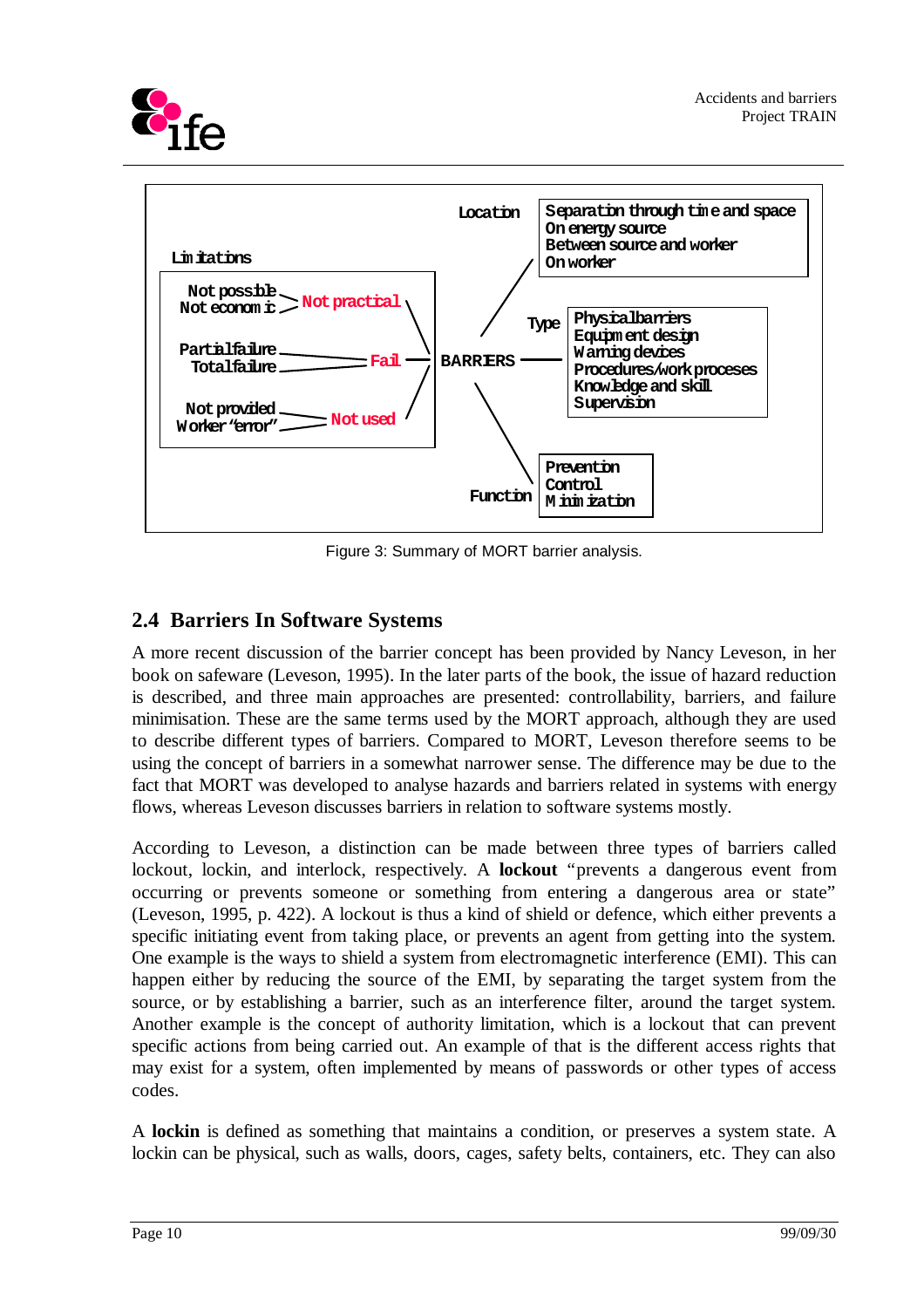Figure 3: Summary of MORT barrier analysis.

## 2.4 Barriers In Software Systems

A more recent discussion of the barrier concept has been provided by Nancy Leveson, in her book on safeware (Leveson, 1995). In the later parts of the book, the issue of hazard reduction is described, and three main approaches are presented: controllability, barriers, and failure minimisation. These are the same terms used by the MORT approach, although they are used to describe different types of barriers. Compared to MORT, Leveson therefore seems to be using the concept of barriers in a somewhat narrower sense. The difference may be due to the fact that MORT was developed to analyse hazards and barriers related in systems with energy flows, whereas Leveson discusses barriers in relation to software systems mostly.

According to Leveson, a distinction can be made between three types of barriers called lockout, lockin, and interlock, respectively. A **lockout** "prevents a dangerous event from occurring or prevents someone or something from entering a dangerous area or state" (Leveson, 1995, p. 422). A lockout is thus a kind of shield or defence, which either prevents a specific initiating event from taking place, or prevents an agent from getting into the system. One example is the ways to shield a system from electromagnetic interference (EMI). This can happen either by reducing the source of the EMI, by separating the target system from the source, or by establishing a barrier, such as an interference filter, around the target system. Another example is the concept of authority limitation, which is a lockout that can prevent specific actions from being carried out. An example of that is the different access rights that may exist for a system, often implemented by means of passwords or other types of access codes.

A **lockin** is defined as something that maintains a condition, or preserves a system state. A lockin can be physical, such as walls, doors, cages, safety belts, containers, etc. They can also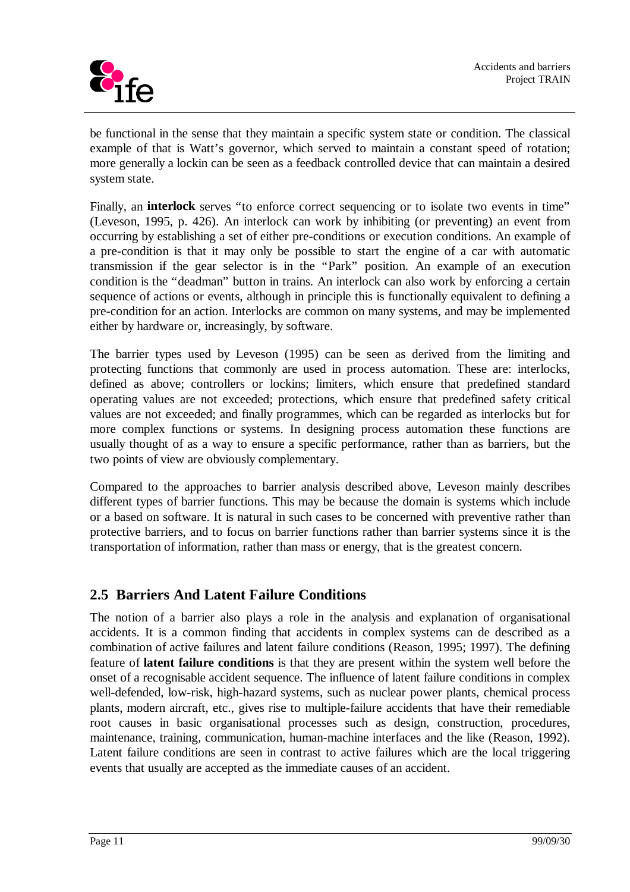be functional in the sense that they maintain a specific system state or condition. The classical example of that is Watt's governor, which served to maintain a constant speed of rotation; more generally a lockin can be seen as a feedback controlled device that can maintain a desired system state.

Finally, an **interlock** serves "to enforce correct sequencing or to isolate two events in time" (Leveson, 1995, p. 426). An interlock can work by inhibiting (or preventing) an event from occurring by establishing a set of either pre-conditions or execution conditions. An example of a pre-condition is that it may only be possible to start the engine of a car with automatic transmission if the gear selector is in the "Park" position. An example of an execution condition is the "deadman" button in trains. An interlock can also work by enforcing a certain sequence of actions or events, although in principle this is functionally equivalent to defining a pre-condition for an action. Interlocks are common on many systems, and may be implemented either by hardware or, increasingly, by software.

The barrier types used by Leveson (1995) can be seen as derived from the limiting and protecting functions that commonly are used in process automation. These are: interlocks, defined as above; controllers or lockins; limiters, which ensure that predefined standard operating values are not exceeded; protections, which ensure that predefined safety critical values are not exceeded; and finally programmes, which can be regarded as interlocks but for more complex functions or systems. In designing process automation these functions are usually thought of as a way to ensure a specific performance, rather than as barriers, but the two points of view are obviously complementary.

Compared to the approaches to barrier analysis described above, Leveson mainly describes different types of barrier functions. This may be because the domain is systems which include or a based on software. It is natural in such cases to be concerned with preventive rather than protective barriers, and to focus on barrier functions rather than barrier systems since it is the transportation of information, rather than mass or energy, that is the greatest concern.

## 2.5 Barriers And Latent Failure Conditions

The notion of a barrier also plays a role in the analysis and explanation of organisational accidents. It is a common finding that accidents in complex systems can de described as a combination of active failures and latent failure conditions (Reason, 1995; 1997). The defining feature of **latent failure conditions** is that they are present within the system well before the onset of a recognisable accident sequence. The influence of latent failure conditions in complex well-defended, low-risk, high-hazard systems, such as nuclear power plants, chemical process plants, modern aircraft, etc., gives rise to multiple-failure accidents that have their remediable root causes in basic organisational processes such as design, construction, procedures, maintenance, training, communication, human-machine interfaces and the like (Reason, 1992). Latent failure conditions are seen in contrast to active failures which are the local triggering events that usually are accepted as the immediate causes of an accident.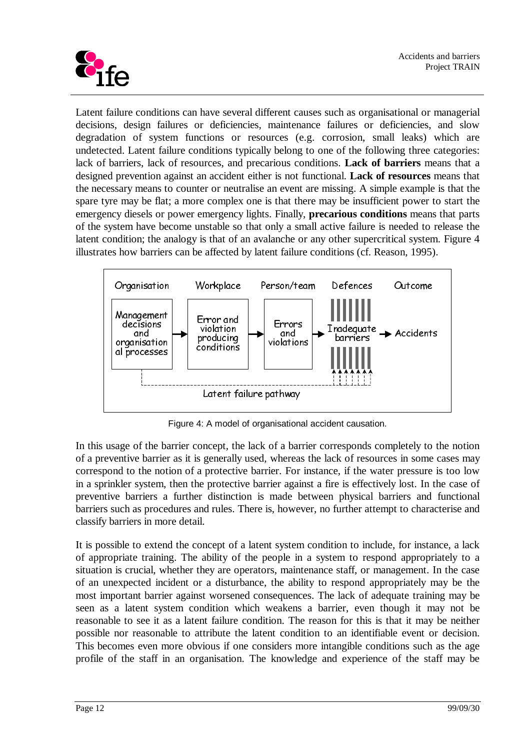Latent failure conditions can have several different causes such as organisational or managerial decisions, design failures or deficiencies, maintenance failures or deficiencies, and slow degradation of system functions or resources (e.g. corrosion, small leaks) which are undetected. Latent failure conditions typically belong to one of the following three categories: lack of barriers, lack of resources, and precarious conditions. **Lack of barriers** means that a designed prevention against an accident either is not functional. **Lack of resources** means that the necessary means to counter or neutralise an event are missing. A simple example is that the spare tyre may be flat; a more complex one is that there may be insufficient power to start the emergency diesels or power emergency lights. Finally, **precarious conditions** means that parts of the system have become unstable so that only a small active failure is needed to release the latent condition; the analogy is that of an avalanche or any other supercritical system. Figure 4 illustrates how barriers can be affected by latent failure conditions (cf. Reason, 1995).

Organisation | Workplace | Person/team | Defences | Outcome

Management decisions and organisational processes → Error and violation producing conditions → Errors and violations → Inadequate barriers → Accidents

Latent failure pathway

Figure 4: A model of organisational accident causation.

In this usage of the barrier concept, the lack of a barrier corresponds completely to the notion of a preventive barrier as it is generally used, whereas the lack of resources in some cases may correspond to the notion of a protective barrier. For instance, if the water pressure is too low in a sprinkler system, then the protective barrier against a fire is effectively lost. In the case of preventive barriers a further distinction is made between physical barriers and functional barriers such as procedures and rules. There is, however, no further attempt to characterise and classify barriers in more detail.

It is possible to extend the concept of a latent system condition to include, for instance, a lack of appropriate training. The ability of the people in a system to respond appropriately to a situation is crucial, whether they are operators, maintenance staff, or management. In the case of an unexpected incident or a disturbance, the ability to respond appropriately may be the most important barrier against worsened consequences. The lack of adequate training may be seen as a latent system condition which weakens a barrier, even though it may not be reasonable to see it as a latent failure condition. The reason for this is that it may be neither possible nor reasonable to attribute the latent condition to an identifiable event or decision. This becomes even more obvious if one considers more intangible conditions such as the age profile of the staff in an organisation. The knowledge and experience of the staff may be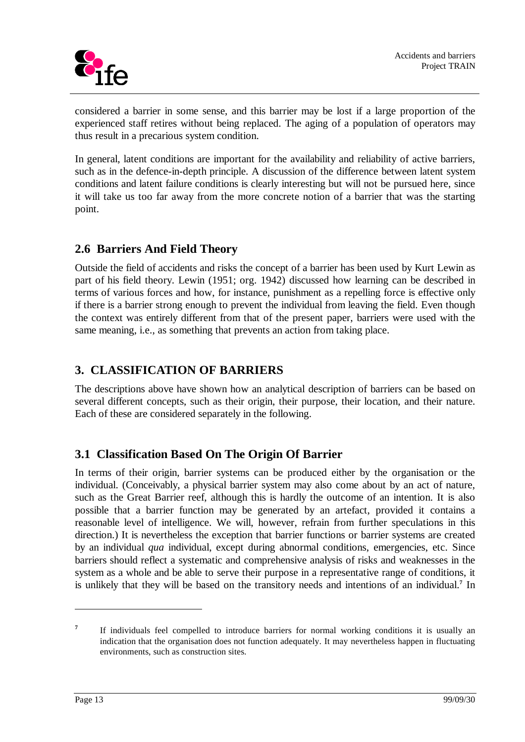considered a barrier in some sense, and this barrier may be lost if a large proportion of the experienced staff retires without being replaced. The aging of a population of operators may thus result in a precarious system condition.

In general, latent conditions are important for the availability and reliability of active barriers, such as in the defence-in-depth principle. A discussion of the difference between latent system conditions and latent failure conditions is clearly interesting but will not be pursued here, since it will take us too far away from the more concrete notion of a barrier that was the starting point.

## 2.6 Barriers And Field Theory

Outside the field of accidents and risks the concept of a barrier has been used by Kurt Lewin as part of his field theory. Lewin (1951; org. 1942) discussed how learning can be described in terms of various forces and how, for instance, punishment as a repelling force is effective only if there is a barrier strong enough to prevent the individual from leaving the field. Even though the context was entirely different from that of the present paper, barriers were used with the same meaning, i.e., as something that prevents an action from taking place.

# 3. CLASSIFICATION OF BARRIERS

The descriptions above have shown how an analytical description of barriers can be based on several different concepts, such as their origin, their purpose, their location, and their nature. Each of these are considered separately in the following.

## 3.1 Classification Based On The Origin Of Barrier

In terms of their origin, barrier systems can be produced either by the organisation or the individual. (Conceivably, a physical barrier system may also come about by an act of nature, such as the Great Barrier reef, although this is hardly the outcome of an intention. It is also possible that a barrier function may be generated by an artefact, provided it contains a reasonable level of intelligence. We will, however, refrain from further speculations in this direction.) It is nevertheless the exception that barrier functions or barrier systems are created by an individual *qua* individual, except during abnormal conditions, emergencies, etc. Since barriers should reflect a systematic and comprehensive analysis of risks and weaknesses in the system as a whole and be able to serve their purpose in a representative range of conditions, it is unlikely that they will be based on the transitory needs and intentions of an individual.[7] In

---

[7] If individuals feel compelled to introduce barriers for normal working conditions it is usually an indication that the organisation does not function adequately. It may nevertheless happen in fluctuating environments, such as construction sites.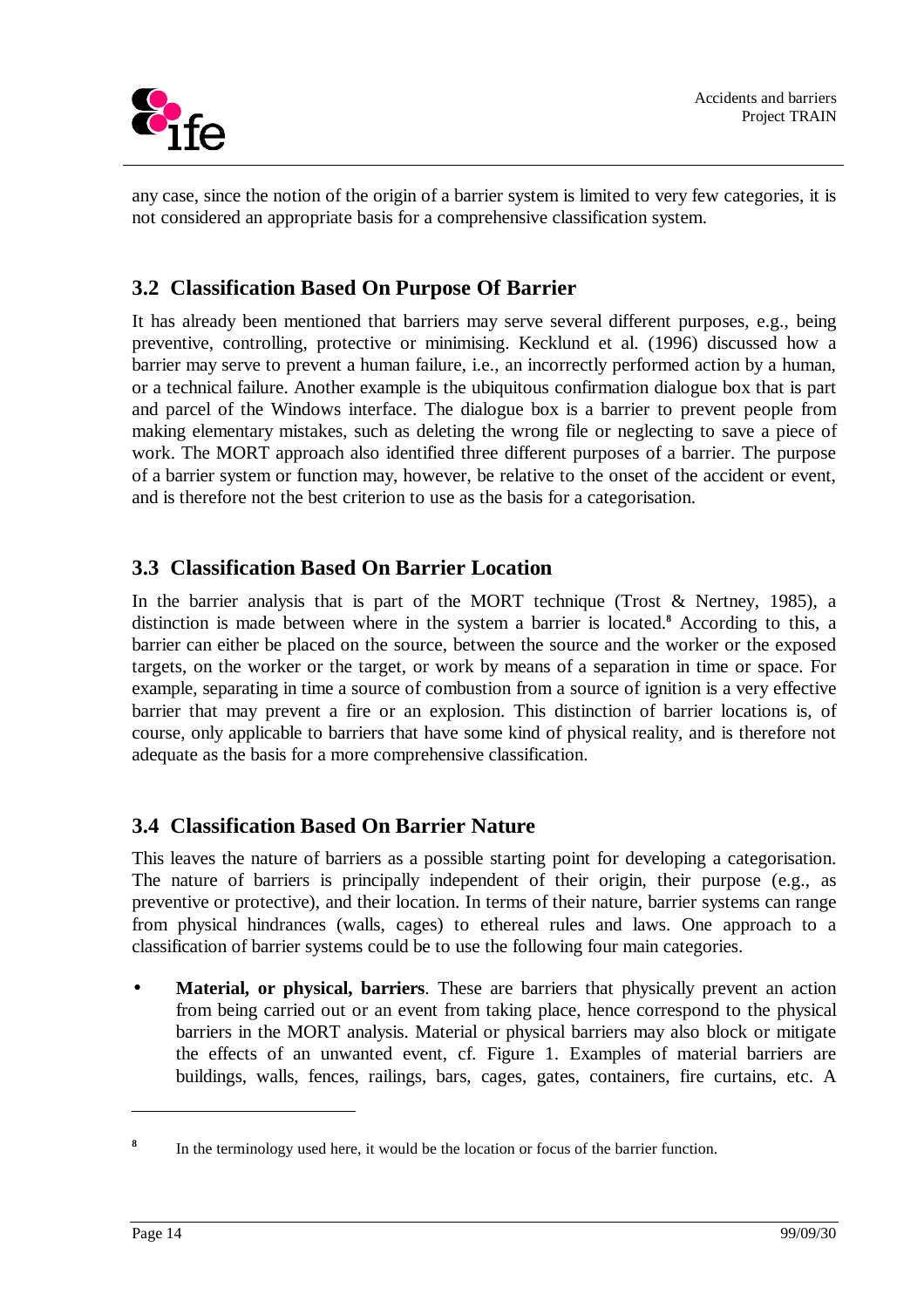any case, since the notion of the origin of a barrier system is limited to very few categories, it is not considered an appropriate basis for a comprehensive classification system.

## 3.2 Classification Based On Purpose Of Barrier

It has already been mentioned that barriers may serve several different purposes, e.g., being preventive, controlling, protective or minimising. Kecklund et al. (1996) discussed how a barrier may serve to prevent a human failure, i.e., an incorrectly performed action by a human, or a technical failure. Another example is the ubiquitous confirmation dialogue box that is part and parcel of the Windows interface. The dialogue box is a barrier to prevent people from making elementary mistakes, such as deleting the wrong file or neglecting to save a piece of work. The MORT approach also identified three different purposes of a barrier. The purpose of a barrier system or function may, however, be relative to the onset of the accident or event, and is therefore not the best criterion to use as the basis for a categorisation.

## 3.3 Classification Based On Barrier Location

In the barrier analysis that is part of the MORT technique (Trost & Nertney, 1985), a distinction is made between where in the system a barrier is located.[8] According to this, a barrier can either be placed on the source, between the source and the worker or the exposed targets, on the worker or the target, or work by means of a separation in time or space. For example, separating in time a source of combustion from a source of ignition is a very effective barrier that may prevent a fire or an explosion. This distinction of barrier locations is, of course, only applicable to barriers that have some kind of physical reality, and is therefore not adequate as the basis for a more comprehensive classification.

## 3.4 Classification Based On Barrier Nature

This leaves the nature of barriers as a possible starting point for developing a categorisation. The nature of barriers is principally independent of their origin, their purpose (e.g., as preventive or protective), and their location. In terms of their nature, barrier systems can range from physical hindrances (walls, cages) to ethereal rules and laws. One approach to a classification of barrier systems could be to use the following four main categories.

- **Material, or physical, barriers**. These are barriers that physically prevent an action from being carried out or an event from taking place, hence correspond to the physical barriers in the MORT analysis. Material or physical barriers may also block or mitigate the effects of an unwanted event, cf. Figure 1. Examples of material barriers are buildings, walls, fences, railings, bars, cages, gates, containers, fire curtains, etc. A

---

[8] In the terminology used here, it would be the location or focus of the barrier function.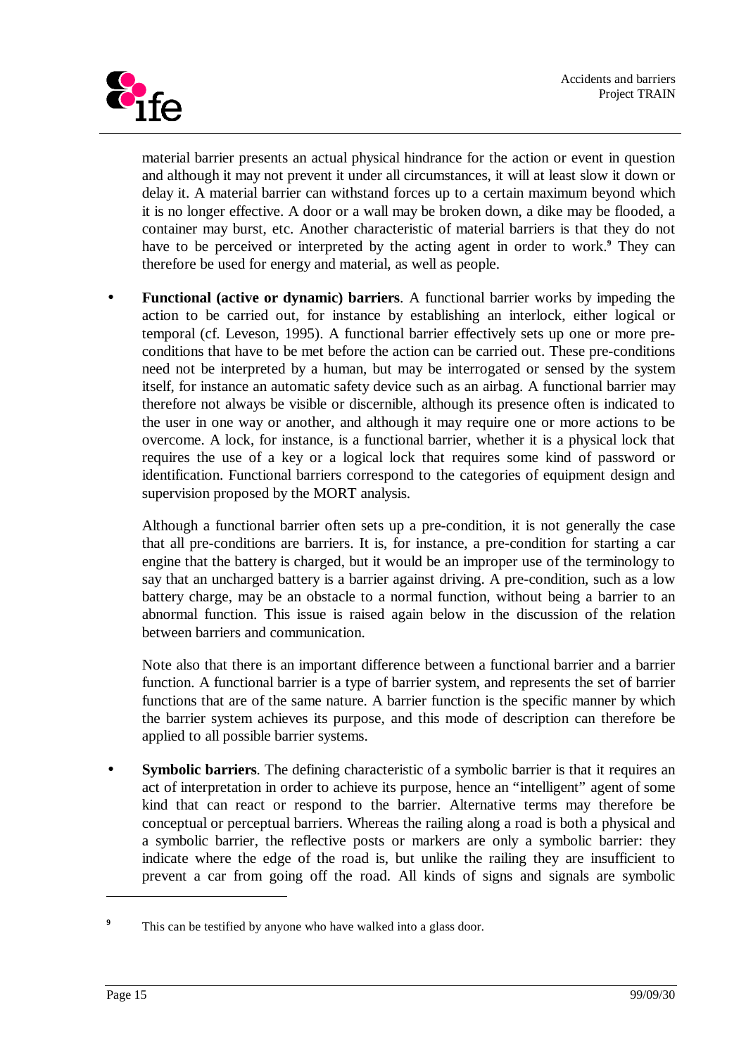material barrier presents an actual physical hindrance for the action or event in question and although it may not prevent it under all circumstances, it will at least slow it down or delay it. A material barrier can withstand forces up to a certain maximum beyond which it is no longer effective. A door or a wall may be broken down, a dike may be flooded, a container may burst, etc. Another characteristic of material barriers is that they do not have to be perceived or interpreted by the acting agent in order to work.[9] They can therefore be used for energy and material, as well as people.

- **Functional (active or dynamic) barriers**. A functional barrier works by impeding the action to be carried out, for instance by establishing an interlock, either logical or temporal (cf. Leveson, 1995). A functional barrier effectively sets up one or more pre-conditions that have to be met before the action can be carried out. These pre-conditions need not be interpreted by a human, but may be interrogated or sensed by the system itself, for instance an automatic safety device such as an airbag. A functional barrier may therefore not always be visible or discernible, although its presence often is indicated to the user in one way or another, and although it may require one or more actions to be overcome. A lock, for instance, is a functional barrier, whether it is a physical lock that requires the use of a key or a logical lock that requires some kind of password or identification. Functional barriers correspond to the categories of equipment design and supervision proposed by the MORT analysis.

  Although a functional barrier often sets up a pre-condition, it is not generally the case that all pre-conditions are barriers. It is, for instance, a pre-condition for starting a car engine that the battery is charged, but it would be an improper use of the terminology to say that an uncharged battery is a barrier against driving. A pre-condition, such as a low battery charge, may be an obstacle to a normal function, without being a barrier to an abnormal function. This issue is raised again below in the discussion of the relation between barriers and communication.

  Note also that there is an important difference between a functional barrier and a barrier function. A functional barrier is a type of barrier system, and represents the set of barrier functions that are of the same nature. A barrier function is the specific manner by which the barrier system achieves its purpose, and this mode of description can therefore be applied to all possible barrier systems.

- **Symbolic barriers**. The defining characteristic of a symbolic barrier is that it requires an act of interpretation in order to achieve its purpose, hence an "intelligent" agent of some kind that can react or respond to the barrier. Alternative terms may therefore be conceptual or perceptual barriers. Whereas the railing along a road is both a physical and a symbolic barrier, the reflective posts or markers are only a symbolic barrier: they indicate where the edge of the road is, but unlike the railing they are insufficient to prevent a car from going off the road. All kinds of signs and signals are symbolic

[9] This can be testified by anyone who have walked into a glass door.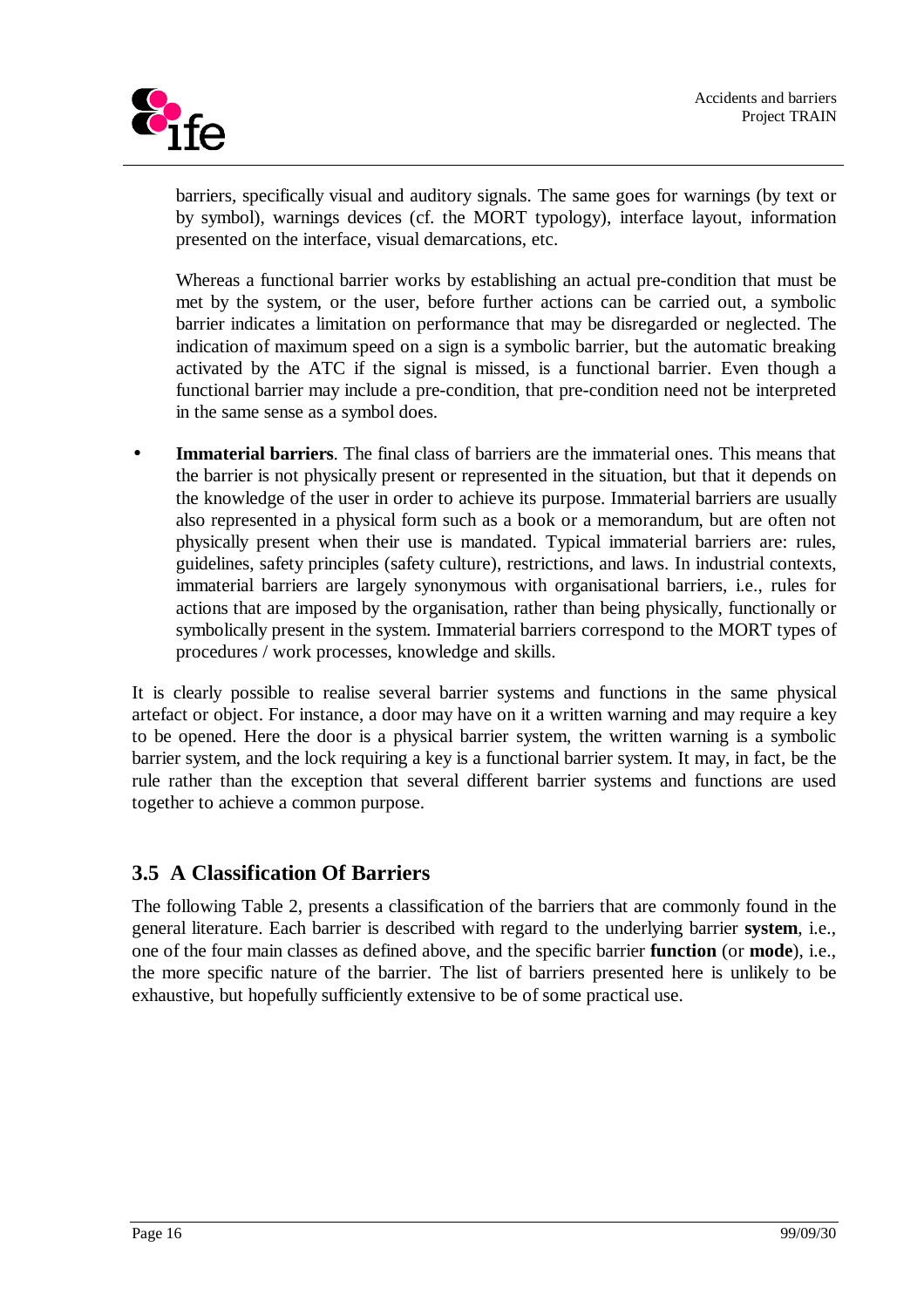barriers, specifically visual and auditory signals. The same goes for warnings (by text or by symbol), warnings devices (cf. the MORT typology), interface layout, information presented on the interface, visual demarcations, etc.

Whereas a functional barrier works by establishing an actual pre-condition that must be met by the system, or the user, before further actions can be carried out, a symbolic barrier indicates a limitation on performance that may be disregarded or neglected. The indication of maximum speed on a sign is a symbolic barrier, but the automatic breaking activated by the ATC if the signal is missed, is a functional barrier. Even though a functional barrier may include a pre-condition, that pre-condition need not be interpreted in the same sense as a symbol does.

- **Immaterial barriers**. The final class of barriers are the immaterial ones. This means that the barrier is not physically present or represented in the situation, but that it depends on the knowledge of the user in order to achieve its purpose. Immaterial barriers are usually also represented in a physical form such as a book or a memorandum, but are often not physically present when their use is mandated. Typical immaterial barriers are: rules, guidelines, safety principles (safety culture), restrictions, and laws. In industrial contexts, immaterial barriers are largely synonymous with organisational barriers, i.e., rules for actions that are imposed by the organisation, rather than being physically, functionally or symbolically present in the system. Immaterial barriers correspond to the MORT types of procedures / work processes, knowledge and skills.

It is clearly possible to realise several barrier systems and functions in the same physical artefact or object. For instance, a door may have on it a written warning and may require a key to be opened. Here the door is a physical barrier system, the written warning is a symbolic barrier system, and the lock requiring a key is a functional barrier system. It may, in fact, be the rule rather than the exception that several different barrier systems and functions are used together to achieve a common purpose.

## 3.5 A Classification Of Barriers

The following Table 2, presents a classification of the barriers that are commonly found in the general literature. Each barrier is described with regard to the underlying barrier **system**, i.e., one of the four main classes as defined above, and the specific barrier **function** (or **mode**), i.e., the more specific nature of the barrier. The list of barriers presented here is unlikely to be exhaustive, but hopefully sufficiently extensive to be of some practical use.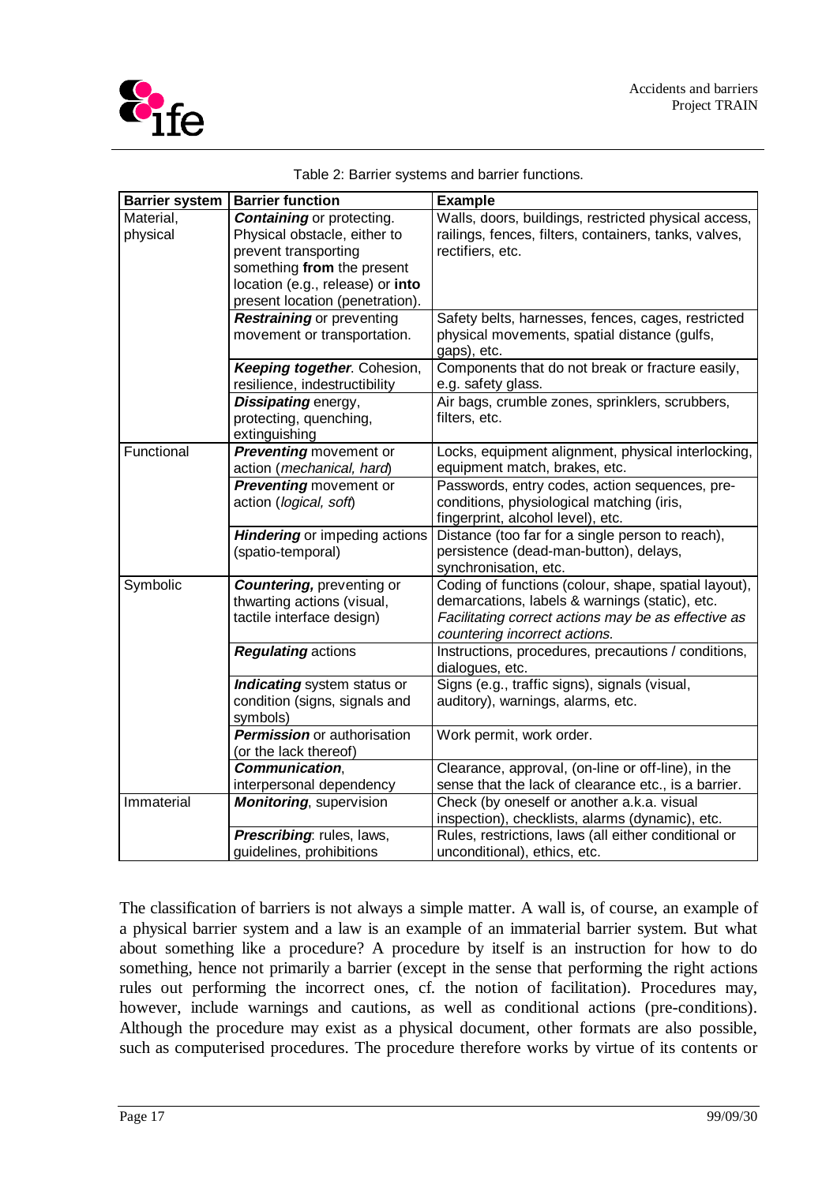Table 2: Barrier systems and barrier functions.

| Barrier system | Barrier function | Example |
|---|---|---|
| Material, physical | ***Containing*** or protecting. Physical obstacle, either to prevent transporting something **from** the present location (e.g., release) or **into** present location (penetration). | Walls, doors, buildings, restricted physical access, railings, fences, filters, containers, tanks, valves, rectifiers, etc. |
| | ***Restraining*** or preventing movement or transportation. | Safety belts, harnesses, fences, cages, restricted physical movements, spatial distance (gulfs, gaps), etc. |
| | ***Keeping together***. Cohesion, resilience, indestructibility | Components that do not break or fracture easily, e.g. safety glass. |
| | ***Dissipating*** energy, protecting, quenching, extinguishing | Air bags, crumble zones, sprinklers, scrubbers, filters, etc. |
| Functional | ***Preventing*** movement or action (*mechanical, hard*) | Locks, equipment alignment, physical interlocking, equipment match, brakes, etc. |
| | ***Preventing*** movement or action (*logical, soft*) | Passwords, entry codes, action sequences, pre-conditions, physiological matching (iris, fingerprint, alcohol level), etc. |
| | ***Hindering*** or impeding actions (spatio-temporal) | Distance (too far for a single person to reach), persistence (dead-man-button), delays, synchronisation, etc. |
| Symbolic | ***Countering,*** preventing or thwarting actions (visual, tactile interface design) | Coding of functions (colour, shape, spatial layout), demarcations, labels & warnings (static), etc. *Facilitating correct actions may be as effective as countering incorrect actions.* |
| | ***Regulating*** actions | Instructions, procedures, precautions / conditions, dialogues, etc. |
| | ***Indicating*** system status or condition (signs, signals and symbols) | Signs (e.g., traffic signs), signals (visual, auditory), warnings, alarms, etc. |
| | ***Permission*** or authorisation (or the lack thereof) | Work permit, work order. |
| | ***Communication***, interpersonal dependency | Clearance, approval, (on-line or off-line), in the sense that the lack of clearance etc., is a barrier. |
| Immaterial | ***Monitoring***, supervision | Check (by oneself or another a.k.a. visual inspection), checklists, alarms (dynamic), etc. |
| | ***Prescribing***: rules, laws, guidelines, prohibitions | Rules, restrictions, laws (all either conditional or unconditional), ethics, etc. |

The classification of barriers is not always a simple matter. A wall is, of course, an example of a physical barrier system and a law is an example of an immaterial barrier system. But what about something like a procedure? A procedure by itself is an instruction for how to do something, hence not primarily a barrier (except in the sense that performing the right actions rules out performing the incorrect ones, cf. the notion of facilitation). Procedures may, however, include warnings and cautions, as well as conditional actions (pre-conditions). Although the procedure may exist as a physical document, other formats are also possible, such as computerised procedures. The procedure therefore works by virtue of its contents or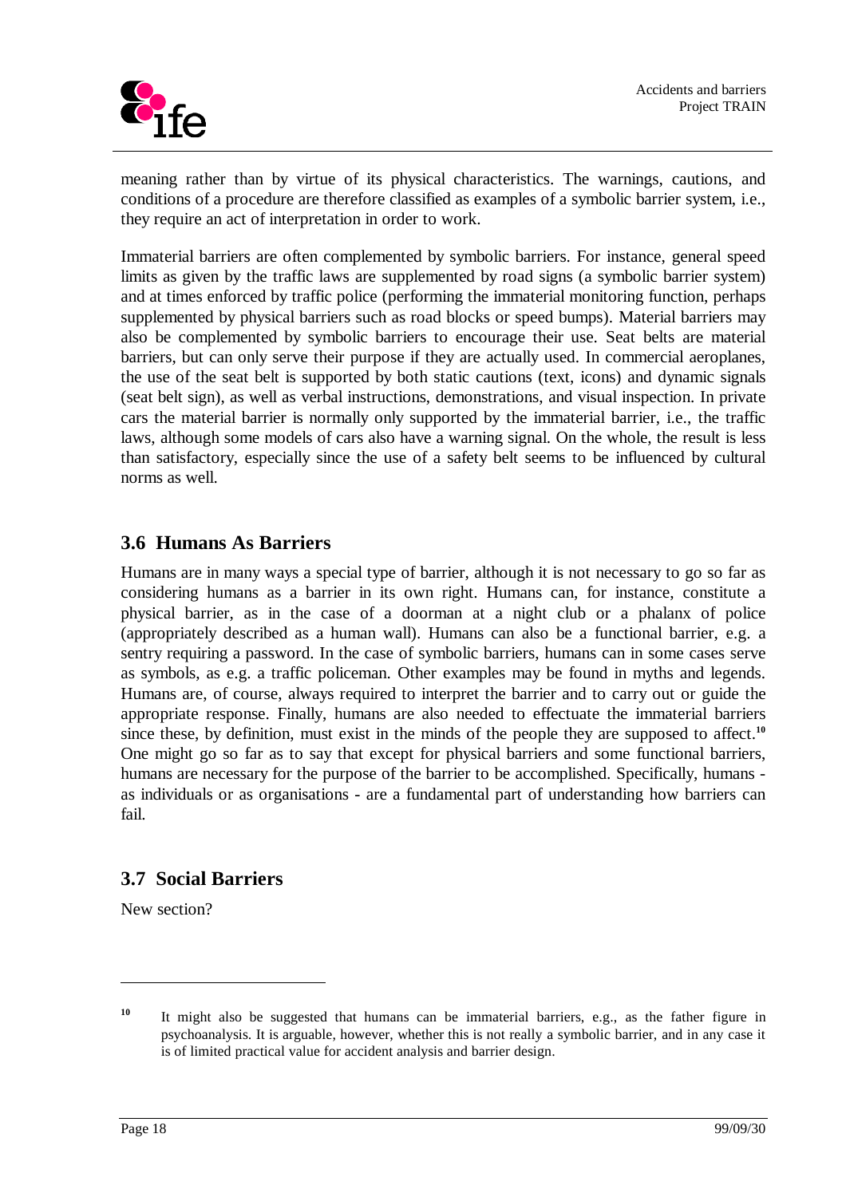meaning rather than by virtue of its physical characteristics. The warnings, cautions, and conditions of a procedure are therefore classified as examples of a symbolic barrier system, i.e., they require an act of interpretation in order to work.

Immaterial barriers are often complemented by symbolic barriers. For instance, general speed limits as given by the traffic laws are supplemented by road signs (a symbolic barrier system) and at times enforced by traffic police (performing the immaterial monitoring function, perhaps supplemented by physical barriers such as road blocks or speed bumps). Material barriers may also be complemented by symbolic barriers to encourage their use. Seat belts are material barriers, but can only serve their purpose if they are actually used. In commercial aeroplanes, the use of the seat belt is supported by both static cautions (text, icons) and dynamic signals (seat belt sign), as well as verbal instructions, demonstrations, and visual inspection. In private cars the material barrier is normally only supported by the immaterial barrier, i.e., the traffic laws, although some models of cars also have a warning signal. On the whole, the result is less than satisfactory, especially since the use of a safety belt seems to be influenced by cultural norms as well.

## 3.6 Humans As Barriers

Humans are in many ways a special type of barrier, although it is not necessary to go so far as considering humans as a barrier in its own right. Humans can, for instance, constitute a physical barrier, as in the case of a doorman at a night club or a phalanx of police (appropriately described as a human wall). Humans can also be a functional barrier, e.g. a sentry requiring a password. In the case of symbolic barriers, humans can in some cases serve as symbols, as e.g. a traffic policeman. Other examples may be found in myths and legends. Humans are, of course, always required to interpret the barrier and to carry out or guide the appropriate response. Finally, humans are also needed to effectuate the immaterial barriers since these, by definition, must exist in the minds of the people they are supposed to affect.[10] One might go so far as to say that except for physical barriers and some functional barriers, humans are necessary for the purpose of the barrier to be accomplished. Specifically, humans - as individuals or as organisations - are a fundamental part of understanding how barriers can fail.

## 3.7 Social Barriers

New section?

---

[10] It might also be suggested that humans can be immaterial barriers, e.g., as the father figure in psychoanalysis. It is arguable, however, whether this is not really a symbolic barrier, and in any case it is of limited practical value for accident analysis and barrier design.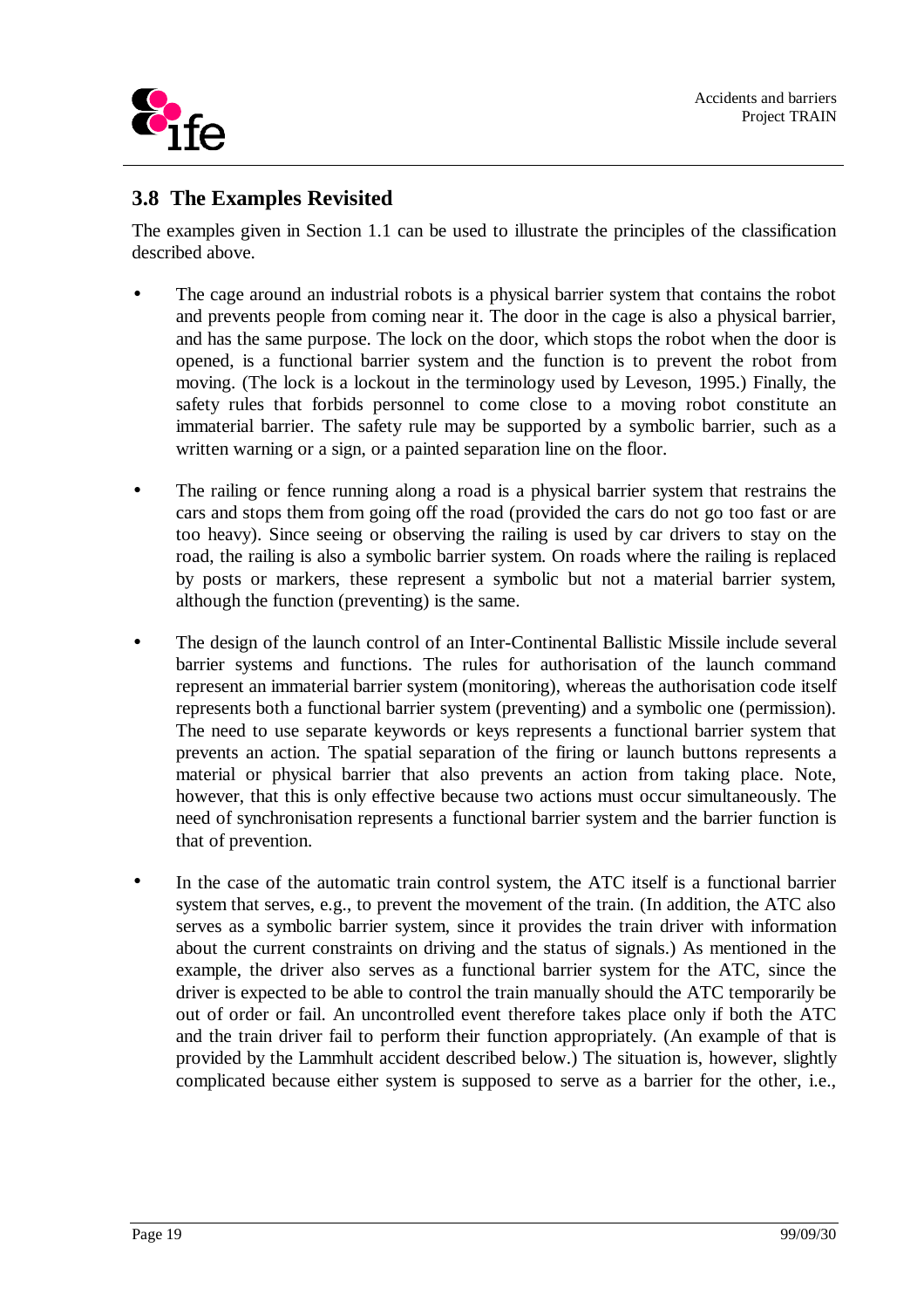## 3.8 The Examples Revisited

The examples given in Section 1.1 can be used to illustrate the principles of the classification described above.

- The cage around an industrial robots is a physical barrier system that contains the robot and prevents people from coming near it. The door in the cage is also a physical barrier, and has the same purpose. The lock on the door, which stops the robot when the door is opened, is a functional barrier system and the function is to prevent the robot from moving. (The lock is a lockout in the terminology used by Leveson, 1995.) Finally, the safety rules that forbids personnel to come close to a moving robot constitute an immaterial barrier. The safety rule may be supported by a symbolic barrier, such as a written warning or a sign, or a painted separation line on the floor.

- The railing or fence running along a road is a physical barrier system that restrains the cars and stops them from going off the road (provided the cars do not go too fast or are too heavy). Since seeing or observing the railing is used by car drivers to stay on the road, the railing is also a symbolic barrier system. On roads where the railing is replaced by posts or markers, these represent a symbolic but not a material barrier system, although the function (preventing) is the same.

- The design of the launch control of an Inter-Continental Ballistic Missile include several barrier systems and functions. The rules for authorisation of the launch command represent an immaterial barrier system (monitoring), whereas the authorisation code itself represents both a functional barrier system (preventing) and a symbolic one (permission). The need to use separate keywords or keys represents a functional barrier system that prevents an action. The spatial separation of the firing or launch buttons represents a material or physical barrier that also prevents an action from taking place. Note, however, that this is only effective because two actions must occur simultaneously. The need of synchronisation represents a functional barrier system and the barrier function is that of prevention.

- In the case of the automatic train control system, the ATC itself is a functional barrier system that serves, e.g., to prevent the movement of the train. (In addition, the ATC also serves as a symbolic barrier system, since it provides the train driver with information about the current constraints on driving and the status of signals.) As mentioned in the example, the driver also serves as a functional barrier system for the ATC, since the driver is expected to be able to control the train manually should the ATC temporarily be out of order or fail. An uncontrolled event therefore takes place only if both the ATC and the train driver fail to perform their function appropriately. (An example of that is provided by the Lammhult accident described below.) The situation is, however, slightly complicated because either system is supposed to serve as a barrier for the other, i.e.,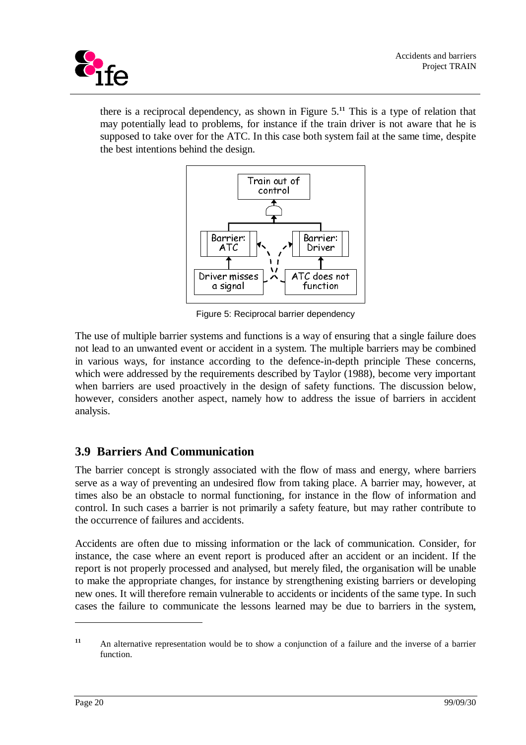there is a reciprocal dependency, as shown in Figure 5.[11] This is a type of relation that may potentially lead to problems, for instance if the train driver is not aware that he is supposed to take over for the ATC. In this case both system fail at the same time, despite the best intentions behind the design.

Figure 5: Reciprocal barrier dependency

The use of multiple barrier systems and functions is a way of ensuring that a single failure does not lead to an unwanted event or accident in a system. The multiple barriers may be combined in various ways, for instance according to the defence-in-depth principle These concerns, which were addressed by the requirements described by Taylor (1988), become very important when barriers are used proactively in the design of safety functions. The discussion below, however, considers another aspect, namely how to address the issue of barriers in accident analysis.

## 3.9 Barriers And Communication

The barrier concept is strongly associated with the flow of mass and energy, where barriers serve as a way of preventing an undesired flow from taking place. A barrier may, however, at times also be an obstacle to normal functioning, for instance in the flow of information and control. In such cases a barrier is not primarily a safety feature, but may rather contribute to the occurrence of failures and accidents.

Accidents are often due to missing information or the lack of communication. Consider, for instance, the case where an event report is produced after an accident or an incident. If the report is not properly processed and analysed, but merely filed, the organisation will be unable to make the appropriate changes, for instance by strengthening existing barriers or developing new ones. It will therefore remain vulnerable to accidents or incidents of the same type. In such cases the failure to communicate the lessons learned may be due to barriers in the system,

[11] An alternative representation would be to show a conjunction of a failure and the inverse of a barrier function.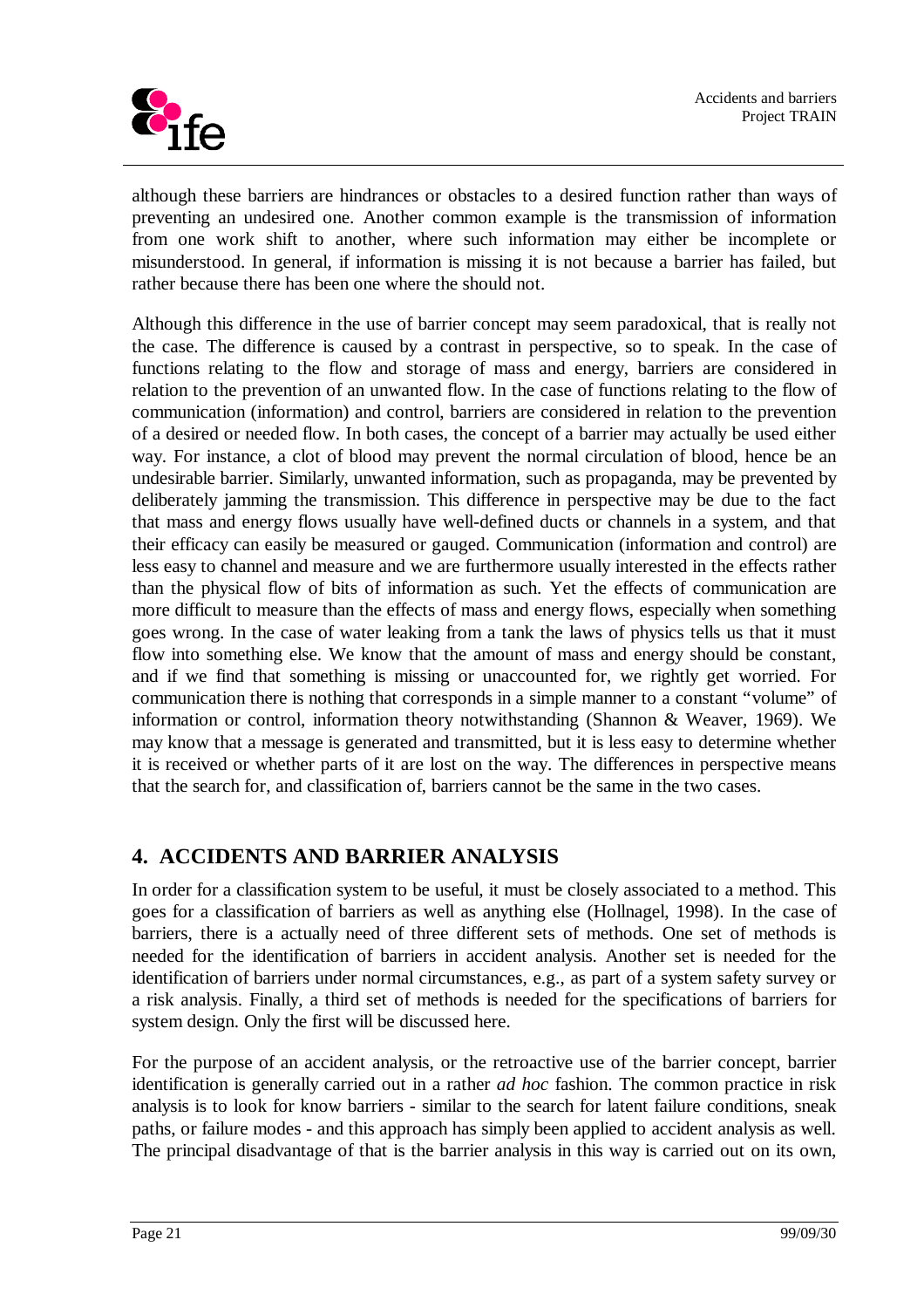although these barriers are hindrances or obstacles to a desired function rather than ways of preventing an undesired one. Another common example is the transmission of information from one work shift to another, where such information may either be incomplete or misunderstood. In general, if information is missing it is not because a barrier has failed, but rather because there has been one where the should not.

Although this difference in the use of barrier concept may seem paradoxical, that is really not the case. The difference is caused by a contrast in perspective, so to speak. In the case of functions relating to the flow and storage of mass and energy, barriers are considered in relation to the prevention of an unwanted flow. In the case of functions relating to the flow of communication (information) and control, barriers are considered in relation to the prevention of a desired or needed flow. In both cases, the concept of a barrier may actually be used either way. For instance, a clot of blood may prevent the normal circulation of blood, hence be an undesirable barrier. Similarly, unwanted information, such as propaganda, may be prevented by deliberately jamming the transmission. This difference in perspective may be due to the fact that mass and energy flows usually have well-defined ducts or channels in a system, and that their efficacy can easily be measured or gauged. Communication (information and control) are less easy to channel and measure and we are furthermore usually interested in the effects rather than the physical flow of bits of information as such. Yet the effects of communication are more difficult to measure than the effects of mass and energy flows, especially when something goes wrong. In the case of water leaking from a tank the laws of physics tells us that it must flow into something else. We know that the amount of mass and energy should be constant, and if we find that something is missing or unaccounted for, we rightly get worried. For communication there is nothing that corresponds in a simple manner to a constant "volume" of information or control, information theory notwithstanding (Shannon & Weaver, 1969). We may know that a message is generated and transmitted, but it is less easy to determine whether it is received or whether parts of it are lost on the way. The differences in perspective means that the search for, and classification of, barriers cannot be the same in the two cases.

## 4. ACCIDENTS AND BARRIER ANALYSIS

In order for a classification system to be useful, it must be closely associated to a method. This goes for a classification of barriers as well as anything else (Hollnagel, 1998). In the case of barriers, there is a actually need of three different sets of methods. One set of methods is needed for the identification of barriers in accident analysis. Another set is needed for the identification of barriers under normal circumstances, e.g., as part of a system safety survey or a risk analysis. Finally, a third set of methods is needed for the specifications of barriers for system design. Only the first will be discussed here.

For the purpose of an accident analysis, or the retroactive use of the barrier concept, barrier identification is generally carried out in a rather *ad hoc* fashion. The common practice in risk analysis is to look for know barriers - similar to the search for latent failure conditions, sneak paths, or failure modes - and this approach has simply been applied to accident analysis as well. The principal disadvantage of that is the barrier analysis in this way is carried out on its own,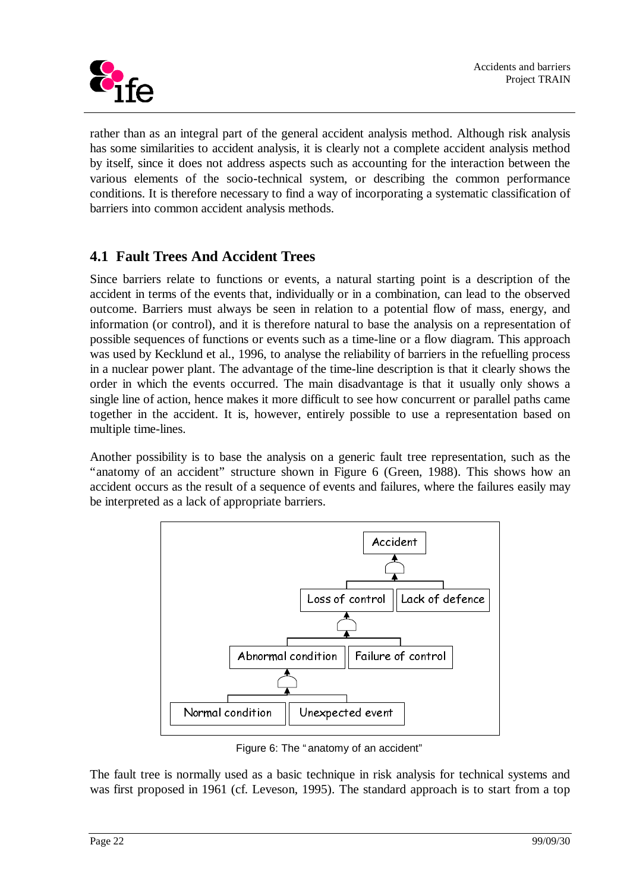rather than as an integral part of the general accident analysis method. Although risk analysis has some similarities to accident analysis, it is clearly not a complete accident analysis method by itself, since it does not address aspects such as accounting for the interaction between the various elements of the socio-technical system, or describing the common performance conditions. It is therefore necessary to find a way of incorporating a systematic classification of barriers into common accident analysis methods.

## 4.1 Fault Trees And Accident Trees

Since barriers relate to functions or events, a natural starting point is a description of the accident in terms of the events that, individually or in a combination, can lead to the observed outcome. Barriers must always be seen in relation to a potential flow of mass, energy, and information (or control), and it is therefore natural to base the analysis on a representation of possible sequences of functions or events such as a time-line or a flow diagram. This approach was used by Kecklund et al., 1996, to analyse the reliability of barriers in the refuelling process in a nuclear power plant. The advantage of the time-line description is that it clearly shows the order in which the events occurred. The main disadvantage is that it usually only shows a single line of action, hence makes it more difficult to see how concurrent or parallel paths came together in the accident. It is, however, entirely possible to use a representation based on multiple time-lines.

Another possibility is to base the analysis on a generic fault tree representation, such as the "anatomy of an accident" structure shown in Figure 6 (Green, 1988). This shows how an accident occurs as the result of a sequence of events and failures, where the failures easily may be interpreted as a lack of appropriate barriers.

Accident

Loss of control | Lack of defence

Abnormal condition | Failure of control

Normal condition | Unexpected event

Figure 6: The "anatomy of an accident"

The fault tree is normally used as a basic technique in risk analysis for technical systems and was first proposed in 1961 (cf. Leveson, 1995). The standard approach is to start from a top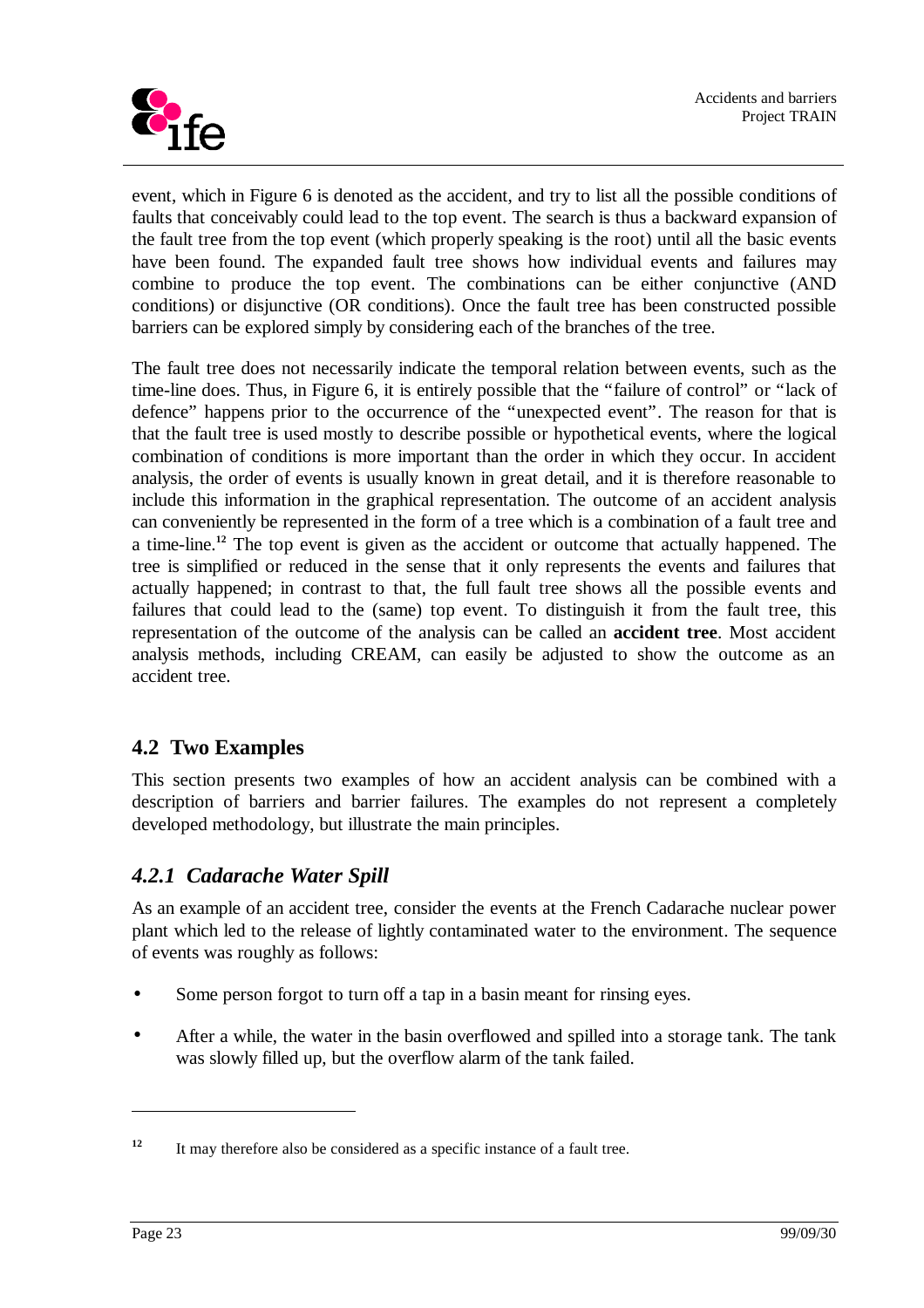event, which in Figure 6 is denoted as the accident, and try to list all the possible conditions of faults that conceivably could lead to the top event. The search is thus a backward expansion of the fault tree from the top event (which properly speaking is the root) until all the basic events have been found. The expanded fault tree shows how individual events and failures may combine to produce the top event. The combinations can be either conjunctive (AND conditions) or disjunctive (OR conditions). Once the fault tree has been constructed possible barriers can be explored simply by considering each of the branches of the tree.

The fault tree does not necessarily indicate the temporal relation between events, such as the time-line does. Thus, in Figure 6, it is entirely possible that the "failure of control" or "lack of defence" happens prior to the occurrence of the "unexpected event". The reason for that is that the fault tree is used mostly to describe possible or hypothetical events, where the logical combination of conditions is more important than the order in which they occur. In accident analysis, the order of events is usually known in great detail, and it is therefore reasonable to include this information in the graphical representation. The outcome of an accident analysis can conveniently be represented in the form of a tree which is a combination of a fault tree and a time-line.[12] The top event is given as the accident or outcome that actually happened. The tree is simplified or reduced in the sense that it only represents the events and failures that actually happened; in contrast to that, the full fault tree shows all the possible events and failures that could lead to the (same) top event. To distinguish it from the fault tree, this representation of the outcome of the analysis can be called an **accident tree**. Most accident analysis methods, including CREAM, can easily be adjusted to show the outcome as an accident tree.

## 4.2 Two Examples

This section presents two examples of how an accident analysis can be combined with a description of barriers and barrier failures. The examples do not represent a completely developed methodology, but illustrate the main principles.

### *4.2.1 Cadarache Water Spill*

As an example of an accident tree, consider the events at the French Cadarache nuclear power plant which led to the release of lightly contaminated water to the environment. The sequence of events was roughly as follows:

- Some person forgot to turn off a tap in a basin meant for rinsing eyes.
- After a while, the water in the basin overflowed and spilled into a storage tank. The tank was slowly filled up, but the overflow alarm of the tank failed.

---

[12] It may therefore also be considered as a specific instance of a fault tree.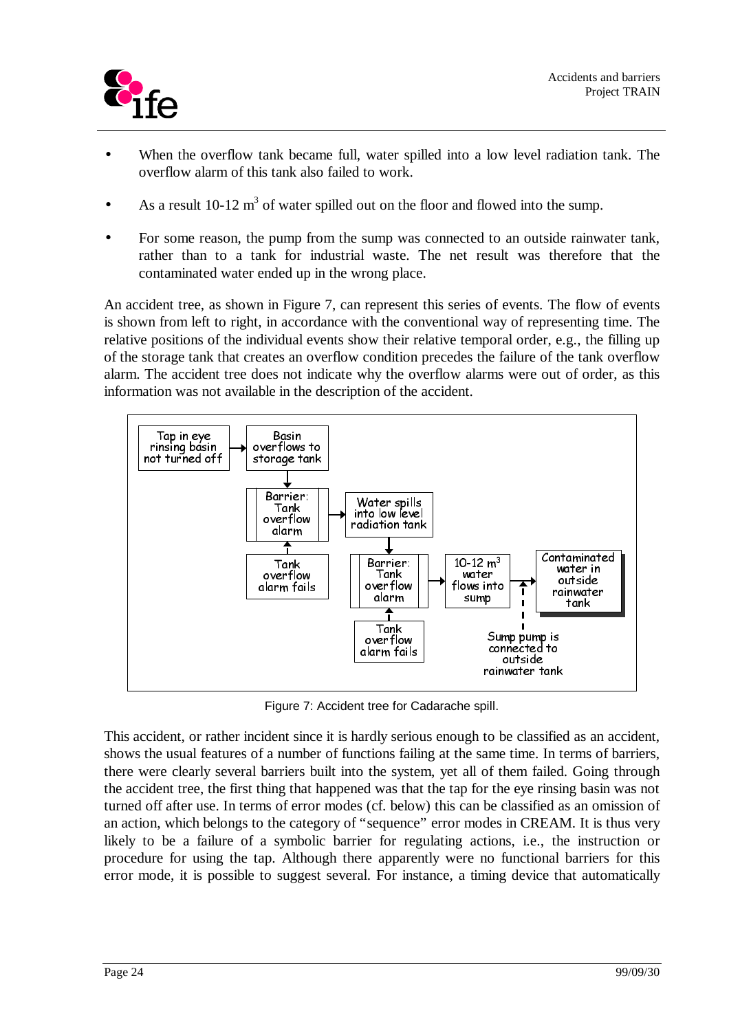- When the overflow tank became full, water spilled into a low level radiation tank. The overflow alarm of this tank also failed to work.

- As a result 10-12 $m^3$ of water spilled out on the floor and flowed into the sump.

- For some reason, the pump from the sump was connected to an outside rainwater tank, rather than to a tank for industrial waste. The net result was therefore that the contaminated water ended up in the wrong place.

An accident tree, as shown in Figure 7, can represent this series of events. The flow of events is shown from left to right, in accordance with the conventional way of representing time. The relative positions of the individual events show their relative temporal order, e.g., the filling up of the storage tank that creates an overflow condition precedes the failure of the tank overflow alarm. The accident tree does not indicate why the overflow alarms were out of order, as this information was not available in the description of the accident.

Figure 7: Accident tree for Cadarache spill.

This accident, or rather incident since it is hardly serious enough to be classified as an accident, shows the usual features of a number of functions failing at the same time. In terms of barriers, there were clearly several barriers built into the system, yet all of them failed. Going through the accident tree, the first thing that happened was that the tap for the eye rinsing basin was not turned off after use. In terms of error modes (cf. below) this can be classified as an omission of an action, which belongs to the category of "sequence" error modes in CREAM. It is thus very likely to be a failure of a symbolic barrier for regulating actions, i.e., the instruction or procedure for using the tap. Although there apparently were no functional barriers for this error mode, it is possible to suggest several. For instance, a timing device that automatically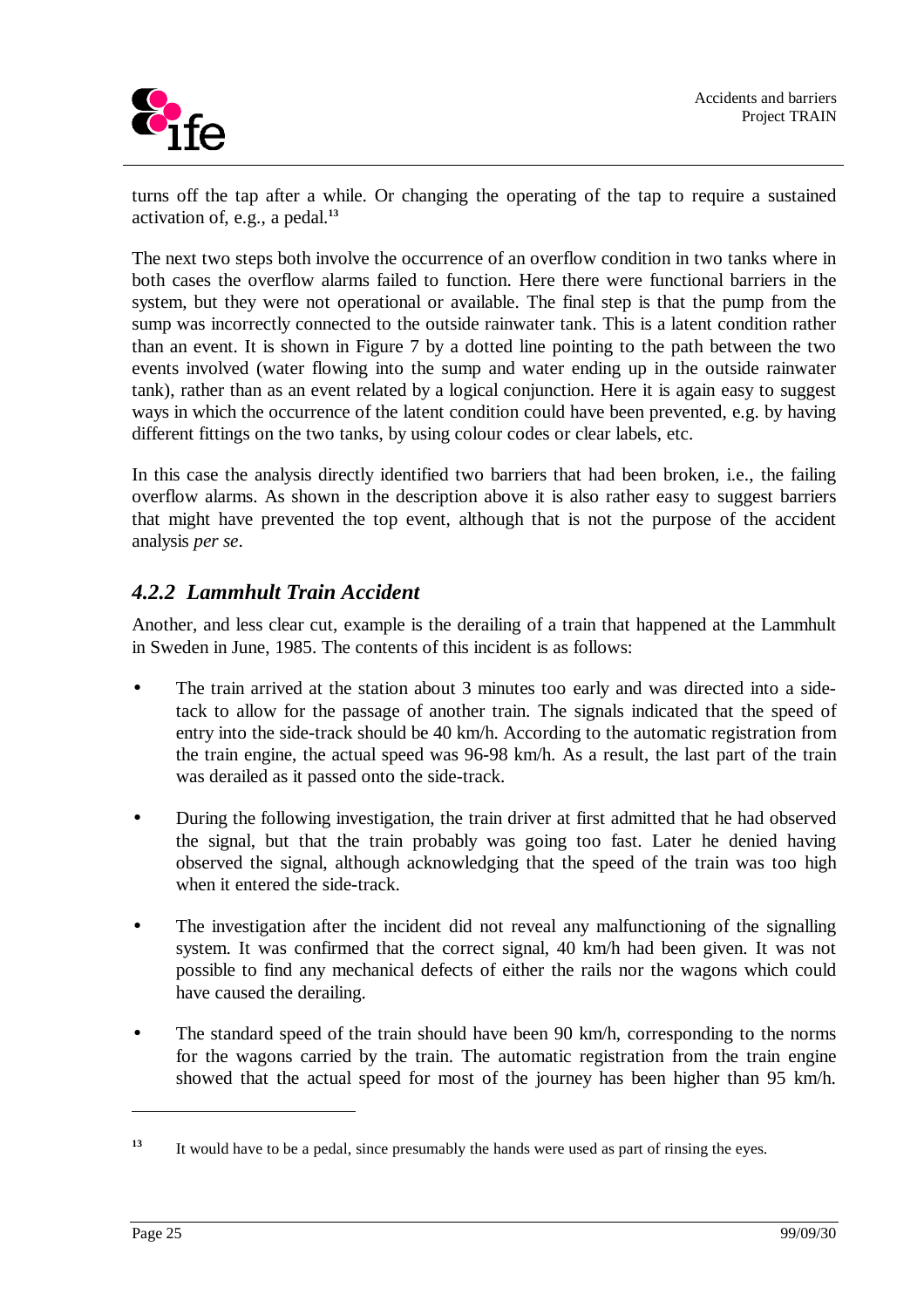turns off the tap after a while. Or changing the operating of the tap to require a sustained activation of, e.g., a pedal.[13]

The next two steps both involve the occurrence of an overflow condition in two tanks where in both cases the overflow alarms failed to function. Here there were functional barriers in the system, but they were not operational or available. The final step is that the pump from the sump was incorrectly connected to the outside rainwater tank. This is a latent condition rather than an event. It is shown in Figure 7 by a dotted line pointing to the path between the two events involved (water flowing into the sump and water ending up in the outside rainwater tank), rather than as an event related by a logical conjunction. Here it is again easy to suggest ways in which the occurrence of the latent condition could have been prevented, e.g. by having different fittings on the two tanks, by using colour codes or clear labels, etc.

In this case the analysis directly identified two barriers that had been broken, i.e., the failing overflow alarms. As shown in the description above it is also rather easy to suggest barriers that might have prevented the top event, although that is not the purpose of the accident analysis *per se*.

### *4.2.2 Lammhult Train Accident*

Another, and less clear cut, example is the derailing of a train that happened at the Lammhult in Sweden in June, 1985. The contents of this incident is as follows:

- The train arrived at the station about 3 minutes too early and was directed into a side-tack to allow for the passage of another train. The signals indicated that the speed of entry into the side-track should be 40 km/h. According to the automatic registration from the train engine, the actual speed was 96-98 km/h. As a result, the last part of the train was derailed as it passed onto the side-track.
- During the following investigation, the train driver at first admitted that he had observed the signal, but that the train probably was going too fast. Later he denied having observed the signal, although acknowledging that the speed of the train was too high when it entered the side-track.
- The investigation after the incident did not reveal any malfunctioning of the signalling system. It was confirmed that the correct signal, 40 km/h had been given. It was not possible to find any mechanical defects of either the rails nor the wagons which could have caused the derailing.
- The standard speed of the train should have been 90 km/h, corresponding to the norms for the wagons carried by the train. The automatic registration from the train engine showed that the actual speed for most of the journey has been higher than 95 km/h.

[13] It would have to be a pedal, since presumably the hands were used as part of rinsing the eyes.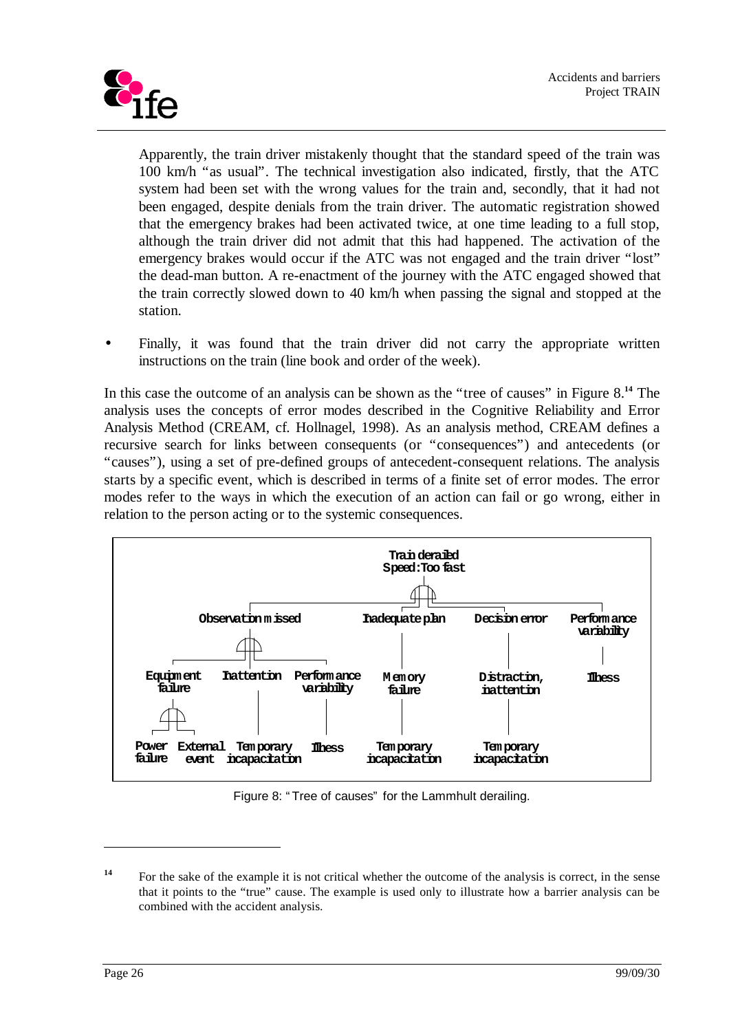Apparently, the train driver mistakenly thought that the standard speed of the train was 100 km/h "as usual". The technical investigation also indicated, firstly, that the ATC system had been set with the wrong values for the train and, secondly, that it had not been engaged, despite denials from the train driver. The automatic registration showed that the emergency brakes had been activated twice, at one time leading to a full stop, although the train driver did not admit that this had happened. The activation of the emergency brakes would occur if the ATC was not engaged and the train driver "lost" the dead-man button. A re-enactment of the journey with the ATC engaged showed that the train correctly slowed down to 40 km/h when passing the signal and stopped at the station.

- Finally, it was found that the train driver did not carry the appropriate written instructions on the train (line book and order of the week).

In this case the outcome of an analysis can be shown as the "tree of causes" in Figure 8.[14] The analysis uses the concepts of error modes described in the Cognitive Reliability and Error Analysis Method (CREAM, cf. Hollnagel, 1998). As an analysis method, CREAM defines a recursive search for links between consequents (or "consequences") and antecedents (or "causes"), using a set of pre-defined groups of antecedent-consequent relations. The analysis starts by a specific event, which is described in terms of a finite set of error modes. The error modes refer to the ways in which the execution of an action can fail or go wrong, either in relation to the person acting or to the systemic consequences.

```
Train derailed
Speed: Too fast
├── Observation missed
│   ├── Equipment failure
│   │   ├── Power failure
│   │   └── External event
│   ├── Inattention
│   │   └── Temporary incapacitation
│   └── Performance variability
│       └── Illness
├── Inadequate plan
│   └── Memory failure
│       └── Temporary incapacitation
├── Decision error
│   └── Distraction, inattention
│       └── Temporary incapacitation
└── Performance variability
    └── Illness
```

Figure 8: "Tree of causes" for the Lammhult derailing.

[14] For the sake of the example it is not critical whether the outcome of the analysis is correct, in the sense that it points to the "true" cause. The example is used only to illustrate how a barrier analysis can be combined with the accident analysis.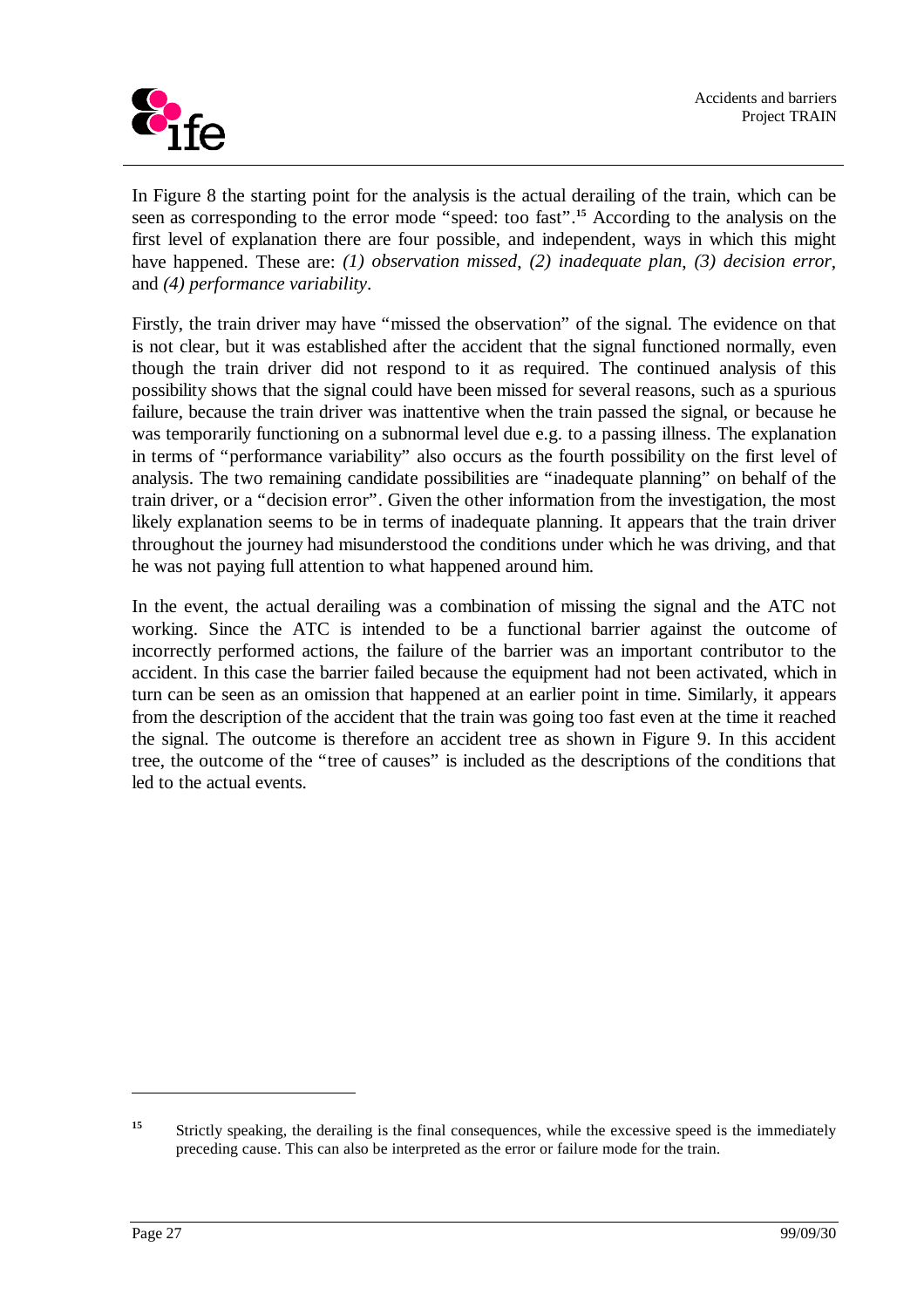In Figure 8 the starting point for the analysis is the actual derailing of the train, which can be seen as corresponding to the error mode "speed: too fast".[15] According to the analysis on the first level of explanation there are four possible, and independent, ways in which this might have happened. These are: *(1) observation missed*, *(2) inadequate plan*, *(3) decision error*, and *(4) performance variability*.

Firstly, the train driver may have "missed the observation" of the signal. The evidence on that is not clear, but it was established after the accident that the signal functioned normally, even though the train driver did not respond to it as required. The continued analysis of this possibility shows that the signal could have been missed for several reasons, such as a spurious failure, because the train driver was inattentive when the train passed the signal, or because he was temporarily functioning on a subnormal level due e.g. to a passing illness. The explanation in terms of "performance variability" also occurs as the fourth possibility on the first level of analysis. The two remaining candidate possibilities are "inadequate planning" on behalf of the train driver, or a "decision error". Given the other information from the investigation, the most likely explanation seems to be in terms of inadequate planning. It appears that the train driver throughout the journey had misunderstood the conditions under which he was driving, and that he was not paying full attention to what happened around him.

In the event, the actual derailing was a combination of missing the signal and the ATC not working. Since the ATC is intended to be a functional barrier against the outcome of incorrectly performed actions, the failure of the barrier was an important contributor to the accident. In this case the barrier failed because the equipment had not been activated, which in turn can be seen as an omission that happened at an earlier point in time. Similarly, it appears from the description of the accident that the train was going too fast even at the time it reached the signal. The outcome is therefore an accident tree as shown in Figure 9. In this accident tree, the outcome of the "tree of causes" is included as the descriptions of the conditions that led to the actual events.

---

[15] Strictly speaking, the derailing is the final consequences, while the excessive speed is the immediately preceding cause. This can also be interpreted as the error or failure mode for the train.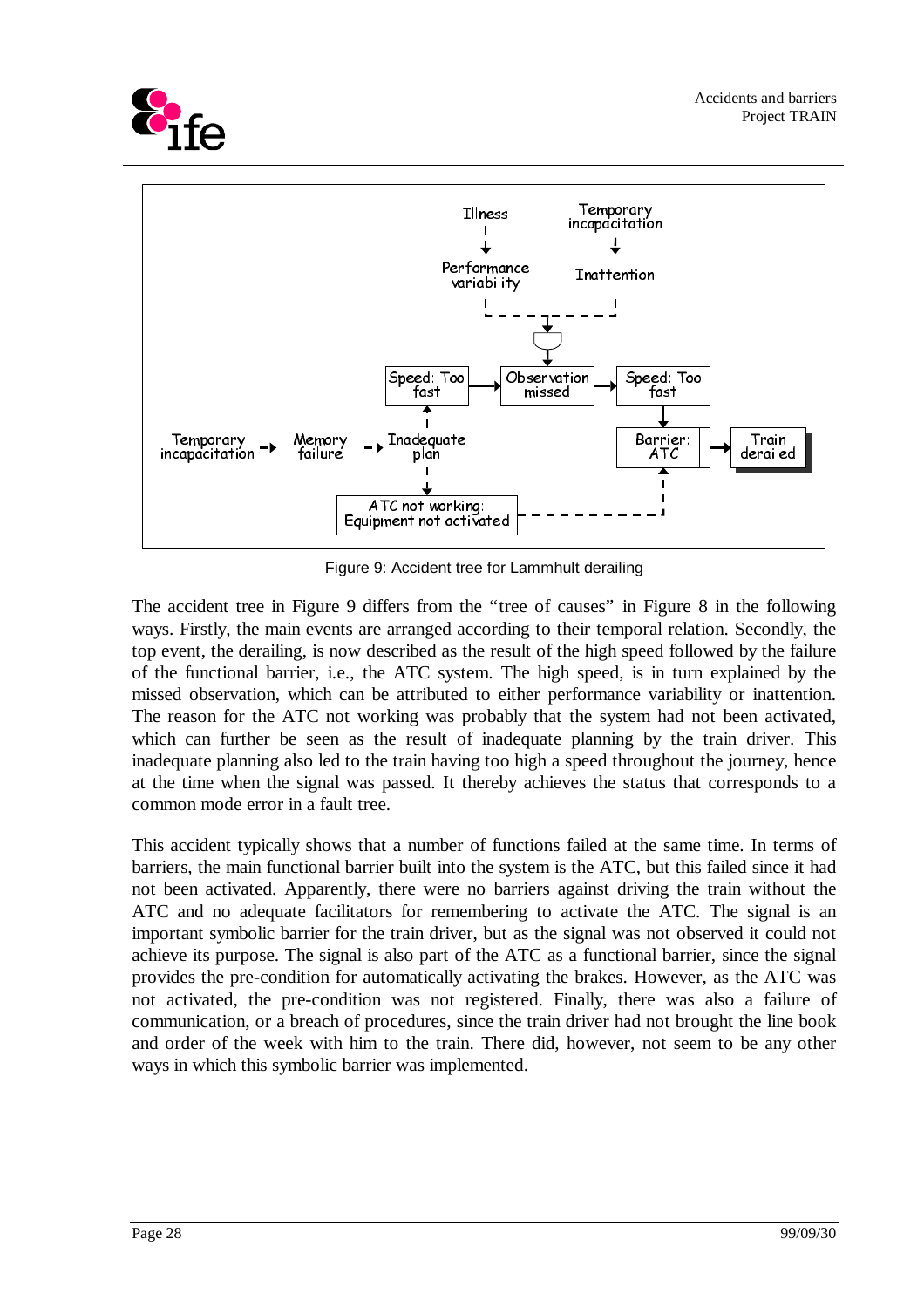Figure 9: Accident tree for Lammhult derailing

The accident tree in Figure 9 differs from the "tree of causes" in Figure 8 in the following ways. Firstly, the main events are arranged according to their temporal relation. Secondly, the top event, the derailing, is now described as the result of the high speed followed by the failure of the functional barrier, i.e., the ATC system. The high speed, is in turn explained by the missed observation, which can be attributed to either performance variability or inattention. The reason for the ATC not working was probably that the system had not been activated, which can further be seen as the result of inadequate planning by the train driver. This inadequate planning also led to the train having too high a speed throughout the journey, hence at the time when the signal was passed. It thereby achieves the status that corresponds to a common mode error in a fault tree.

This accident typically shows that a number of functions failed at the same time. In terms of barriers, the main functional barrier built into the system is the ATC, but this failed since it had not been activated. Apparently, there were no barriers against driving the train without the ATC and no adequate facilitators for remembering to activate the ATC. The signal is an important symbolic barrier for the train driver, but as the signal was not observed it could not achieve its purpose. The signal is also part of the ATC as a functional barrier, since the signal provides the pre-condition for automatically activating the brakes. However, as the ATC was not activated, the pre-condition was not registered. Finally, there was also a failure of communication, or a breach of procedures, since the train driver had not brought the line book and order of the week with him to the train. There did, however, not seem to be any other ways in which this symbolic barrier was implemented.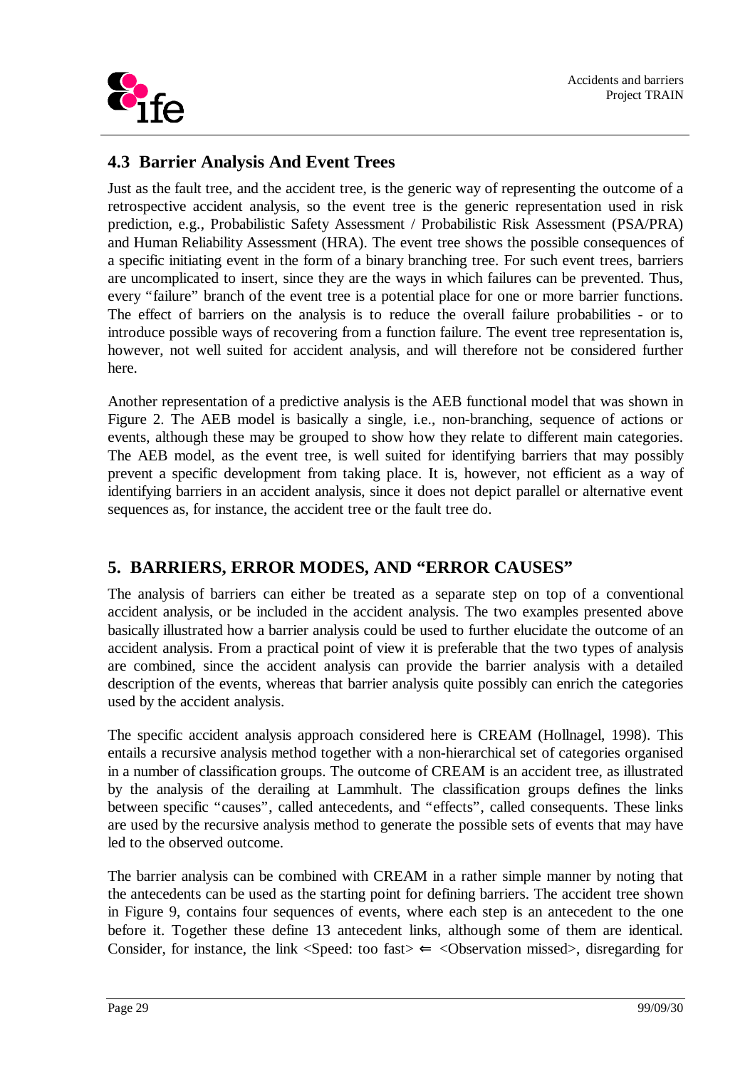## 4.3 Barrier Analysis And Event Trees

Just as the fault tree, and the accident tree, is the generic way of representing the outcome of a retrospective accident analysis, so the event tree is the generic representation used in risk prediction, e.g., Probabilistic Safety Assessment / Probabilistic Risk Assessment (PSA/PRA) and Human Reliability Assessment (HRA). The event tree shows the possible consequences of a specific initiating event in the form of a binary branching tree. For such event trees, barriers are uncomplicated to insert, since they are the ways in which failures can be prevented. Thus, every "failure" branch of the event tree is a potential place for one or more barrier functions. The effect of barriers on the analysis is to reduce the overall failure probabilities - or to introduce possible ways of recovering from a function failure. The event tree representation is, however, not well suited for accident analysis, and will therefore not be considered further here.

Another representation of a predictive analysis is the AEB functional model that was shown in Figure 2. The AEB model is basically a single, i.e., non-branching, sequence of actions or events, although these may be grouped to show how they relate to different main categories. The AEB model, as the event tree, is well suited for identifying barriers that may possibly prevent a specific development from taking place. It is, however, not efficient as a way of identifying barriers in an accident analysis, since it does not depict parallel or alternative event sequences as, for instance, the accident tree or the fault tree do.

# 5. BARRIERS, ERROR MODES, AND "ERROR CAUSES"

The analysis of barriers can either be treated as a separate step on top of a conventional accident analysis, or be included in the accident analysis. The two examples presented above basically illustrated how a barrier analysis could be used to further elucidate the outcome of an accident analysis. From a practical point of view it is preferable that the two types of analysis are combined, since the accident analysis can provide the barrier analysis with a detailed description of the events, whereas that barrier analysis quite possibly can enrich the categories used by the accident analysis.

The specific accident analysis approach considered here is CREAM (Hollnagel, 1998). This entails a recursive analysis method together with a non-hierarchical set of categories organised in a number of classification groups. The outcome of CREAM is an accident tree, as illustrated by the analysis of the derailing at Lammhult. The classification groups defines the links between specific "causes", called antecedents, and "effects", called consequents. These links are used by the recursive analysis method to generate the possible sets of events that may have led to the observed outcome.

The barrier analysis can be combined with CREAM in a rather simple manner by noting that the antecedents can be used as the starting point for defining barriers. The accident tree shown in Figure 9, contains four sequences of events, where each step is an antecedent to the one before it. Together these define 13 antecedent links, although some of them are identical. Consider, for instance, the link <Speed: too fast> ⇐ <Observation missed>, disregarding for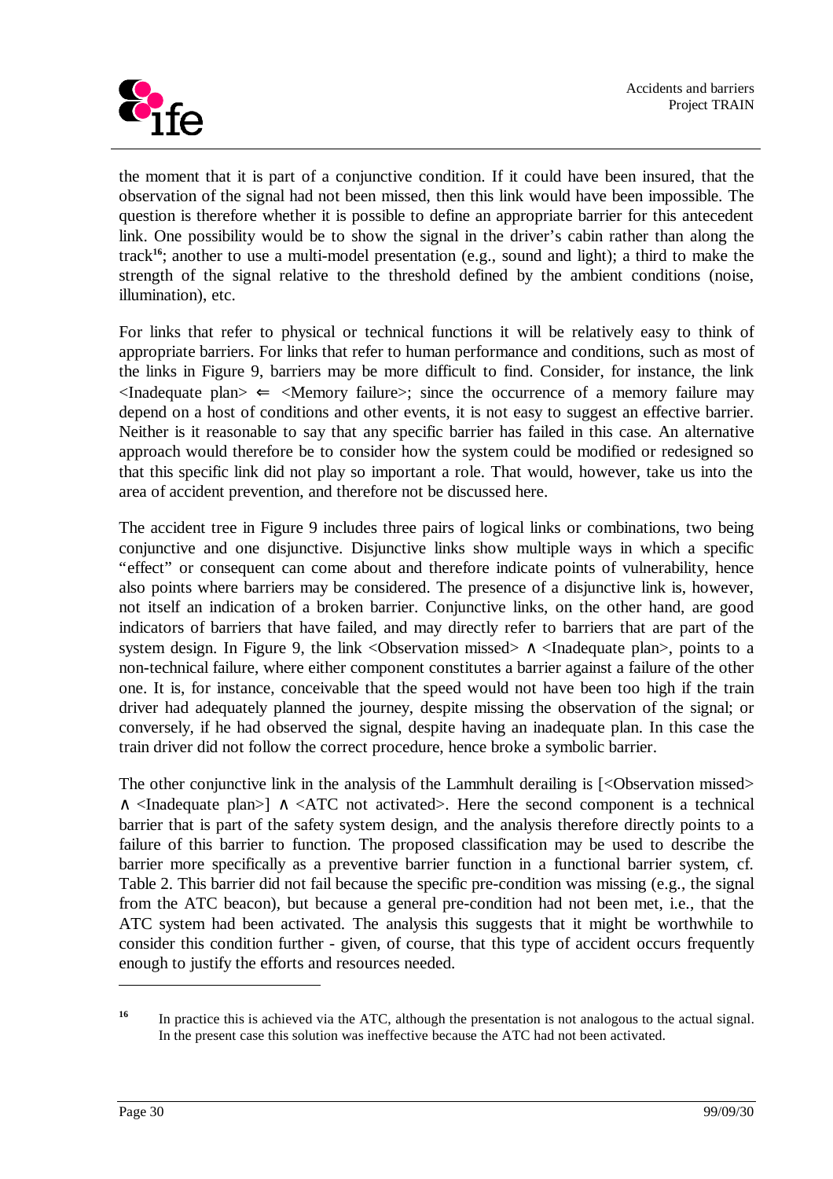the moment that it is part of a conjunctive condition. If it could have been insured, that the observation of the signal had not been missed, then this link would have been impossible. The question is therefore whether it is possible to define an appropriate barrier for this antecedent link. One possibility would be to show the signal in the driver's cabin rather than along the track[16]; another to use a multi-model presentation (e.g., sound and light); a third to make the strength of the signal relative to the threshold defined by the ambient conditions (noise, illumination), etc.

For links that refer to physical or technical functions it will be relatively easy to think of appropriate barriers. For links that refer to human performance and conditions, such as most of the links in Figure 9, barriers may be more difficult to find. Consider, for instance, the link <Inadequate plan> ⇐ <Memory failure>; since the occurrence of a memory failure may depend on a host of conditions and other events, it is not easy to suggest an effective barrier. Neither is it reasonable to say that any specific barrier has failed in this case. An alternative approach would therefore be to consider how the system could be modified or redesigned so that this specific link did not play so important a role. That would, however, take us into the area of accident prevention, and therefore not be discussed here.

The accident tree in Figure 9 includes three pairs of logical links or combinations, two being conjunctive and one disjunctive. Disjunctive links show multiple ways in which a specific "effect" or consequent can come about and therefore indicate points of vulnerability, hence also points where barriers may be considered. The presence of a disjunctive link is, however, not itself an indication of a broken barrier. Conjunctive links, on the other hand, are good indicators of barriers that have failed, and may directly refer to barriers that are part of the system design. In Figure 9, the link <Observation missed> ∧ <Inadequate plan>, points to a non-technical failure, where either component constitutes a barrier against a failure of the other one. It is, for instance, conceivable that the speed would not have been too high if the train driver had adequately planned the journey, despite missing the observation of the signal; or conversely, if he had observed the signal, despite having an inadequate plan. In this case the train driver did not follow the correct procedure, hence broke a symbolic barrier.

The other conjunctive link in the analysis of the Lammhult derailing is [<Observation missed> ∧ <Inadequate plan>] ∧ <ATC not activated>. Here the second component is a technical barrier that is part of the safety system design, and the analysis therefore directly points to a failure of this barrier to function. The proposed classification may be used to describe the barrier more specifically as a preventive barrier function in a functional barrier system, cf. Table 2. This barrier did not fail because the specific pre-condition was missing (e.g., the signal from the ATC beacon), but because a general pre-condition had not been met, i.e., that the ATC system had been activated. The analysis this suggests that it might be worthwhile to consider this condition further - given, of course, that this type of accident occurs frequently enough to justify the efforts and resources needed.

---

[16] In practice this is achieved via the ATC, although the presentation is not analogous to the actual signal. In the present case this solution was ineffective because the ATC had not been activated.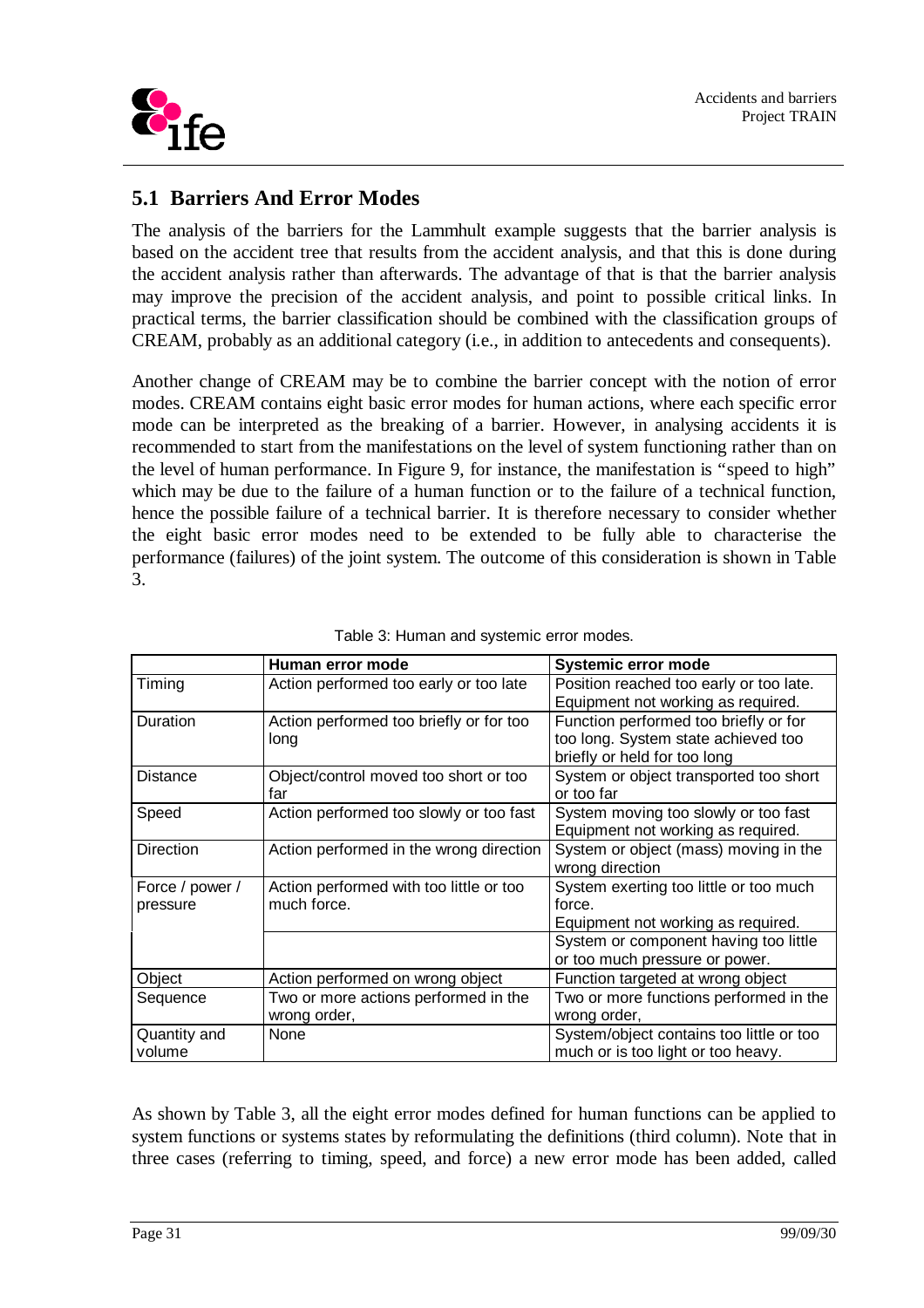## 5.1 Barriers And Error Modes

The analysis of the barriers for the Lammhult example suggests that the barrier analysis is based on the accident tree that results from the accident analysis, and that this is done during the accident analysis rather than afterwards. The advantage of that is that the barrier analysis may improve the precision of the accident analysis, and point to possible critical links. In practical terms, the barrier classification should be combined with the classification groups of CREAM, probably as an additional category (i.e., in addition to antecedents and consequents).

Another change of CREAM may be to combine the barrier concept with the notion of error modes. CREAM contains eight basic error modes for human actions, where each specific error mode can be interpreted as the breaking of a barrier. However, in analysing accidents it is recommended to start from the manifestations on the level of system functioning rather than on the level of human performance. In Figure 9, for instance, the manifestation is "speed to high" which may be due to the failure of a human function or to the failure of a technical function, hence the possible failure of a technical barrier. It is therefore necessary to consider whether the eight basic error modes need to be extended to be fully able to characterise the performance (failures) of the joint system. The outcome of this consideration is shown in Table 3.

Table 3: Human and systemic error modes.

| | Human error mode | Systemic error mode |
|---|---|---|
| Timing | Action performed too early or too late | Position reached too early or too late. Equipment not working as required. |
| Duration | Action performed too briefly or for too long | Function performed too briefly or for too long. System state achieved too briefly or held for too long |
| Distance | Object/control moved too short or too far | System or object transported too short or too far |
| Speed | Action performed too slowly or too fast | System moving too slowly or too fast Equipment not working as required. |
| Direction | Action performed in the wrong direction | System or object (mass) moving in the wrong direction |
| Force / power / pressure | Action performed with too little or too much force. | System exerting too little or too much force. Equipment not working as required. |
| | | System or component having too little or too much pressure or power. |
| Object | Action performed on wrong object | Function targeted at wrong object |
| Sequence | Two or more actions performed in the wrong order, | Two or more functions performed in the wrong order, |
| Quantity and volume | None | System/object contains too little or too much or is too light or too heavy. |

As shown by Table 3, all the eight error modes defined for human functions can be applied to system functions or systems states by reformulating the definitions (third column). Note that in three cases (referring to timing, speed, and force) a new error mode has been added, called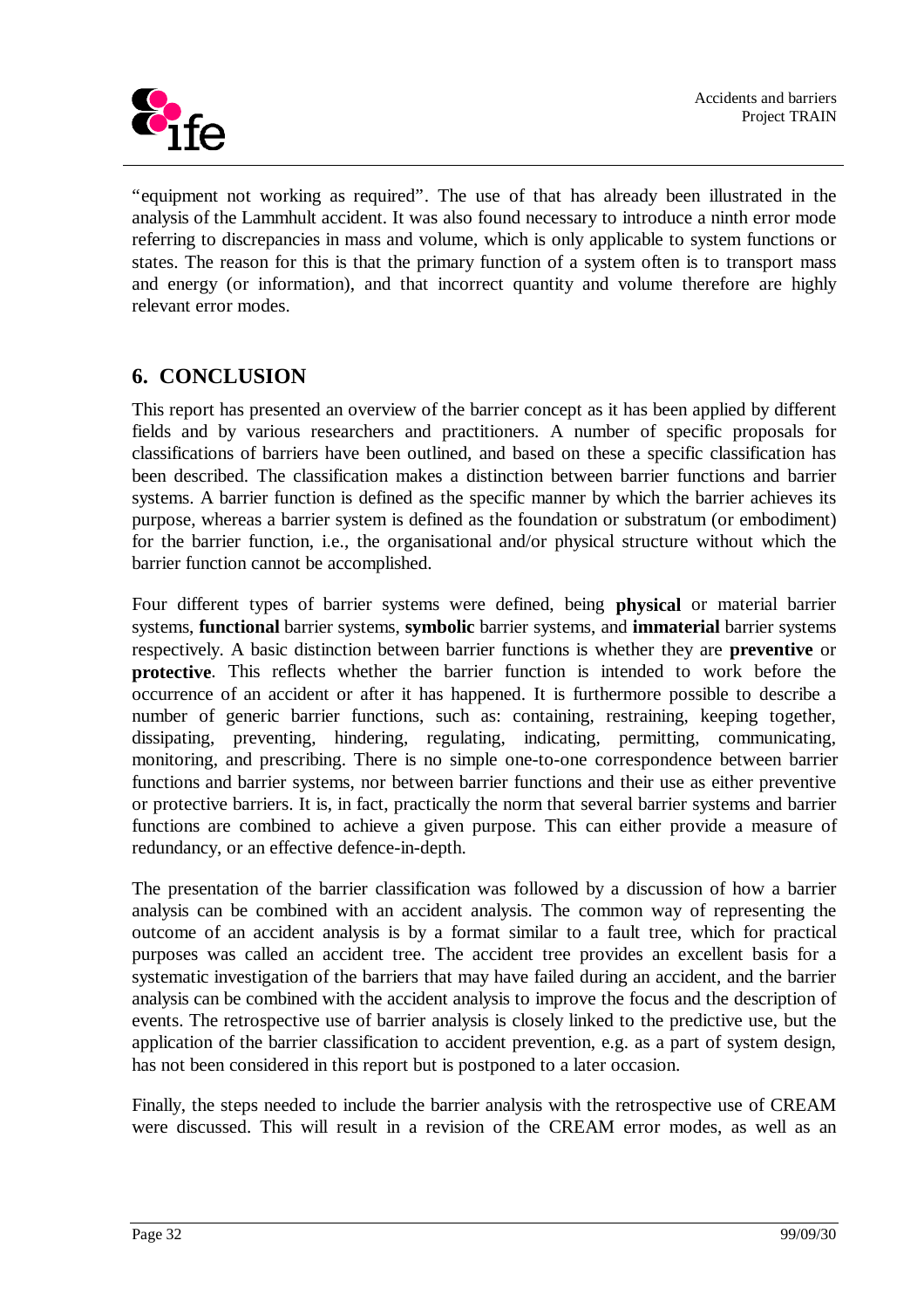"equipment not working as required". The use of that has already been illustrated in the analysis of the Lammhult accident. It was also found necessary to introduce a ninth error mode referring to discrepancies in mass and volume, which is only applicable to system functions or states. The reason for this is that the primary function of a system often is to transport mass and energy (or information), and that incorrect quantity and volume therefore are highly relevant error modes.

## 6. CONCLUSION

This report has presented an overview of the barrier concept as it has been applied by different fields and by various researchers and practitioners. A number of specific proposals for classifications of barriers have been outlined, and based on these a specific classification has been described. The classification makes a distinction between barrier functions and barrier systems. A barrier function is defined as the specific manner by which the barrier achieves its purpose, whereas a barrier system is defined as the foundation or substratum (or embodiment) for the barrier function, i.e., the organisational and/or physical structure without which the barrier function cannot be accomplished.

Four different types of barrier systems were defined, being **physical** or material barrier systems, **functional** barrier systems, **symbolic** barrier systems, and **immaterial** barrier systems respectively. A basic distinction between barrier functions is whether they are **preventive** or **protective**. This reflects whether the barrier function is intended to work before the occurrence of an accident or after it has happened. It is furthermore possible to describe a number of generic barrier functions, such as: containing, restraining, keeping together, dissipating, preventing, hindering, regulating, indicating, permitting, communicating, monitoring, and prescribing. There is no simple one-to-one correspondence between barrier functions and barrier systems, nor between barrier functions and their use as either preventive or protective barriers. It is, in fact, practically the norm that several barrier systems and barrier functions are combined to achieve a given purpose. This can either provide a measure of redundancy, or an effective defence-in-depth.

The presentation of the barrier classification was followed by a discussion of how a barrier analysis can be combined with an accident analysis. The common way of representing the outcome of an accident analysis is by a format similar to a fault tree, which for practical purposes was called an accident tree. The accident tree provides an excellent basis for a systematic investigation of the barriers that may have failed during an accident, and the barrier analysis can be combined with the accident analysis to improve the focus and the description of events. The retrospective use of barrier analysis is closely linked to the predictive use, but the application of the barrier classification to accident prevention, e.g. as a part of system design, has not been considered in this report but is postponed to a later occasion.

Finally, the steps needed to include the barrier analysis with the retrospective use of CREAM were discussed. This will result in a revision of the CREAM error modes, as well as an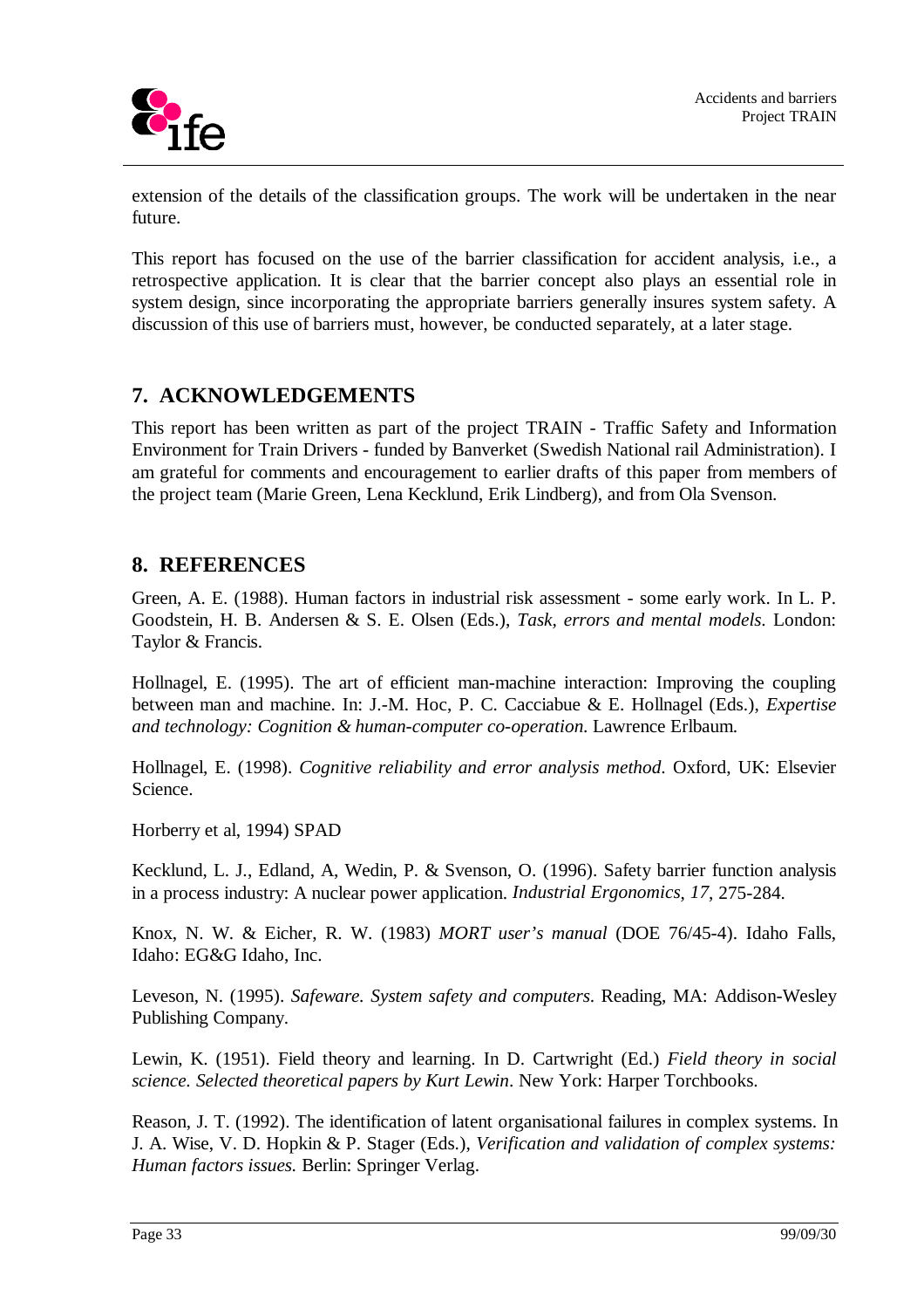extension of the details of the classification groups. The work will be undertaken in the near future.

This report has focused on the use of the barrier classification for accident analysis, i.e., a retrospective application. It is clear that the barrier concept also plays an essential role in system design, since incorporating the appropriate barriers generally insures system safety. A discussion of this use of barriers must, however, be conducted separately, at a later stage.

## 7. ACKNOWLEDGEMENTS

This report has been written as part of the project TRAIN - Traffic Safety and Information Environment for Train Drivers - funded by Banverket (Swedish National rail Administration). I am grateful for comments and encouragement to earlier drafts of this paper from members of the project team (Marie Green, Lena Kecklund, Erik Lindberg), and from Ola Svenson.

## 8. REFERENCES

Green, A. E. (1988). Human factors in industrial risk assessment - some early work. In L. P. Goodstein, H. B. Andersen & S. E. Olsen (Eds.), *Task, errors and mental models*. London: Taylor & Francis.

Hollnagel, E. (1995). The art of efficient man-machine interaction: Improving the coupling between man and machine. In: J.-M. Hoc, P. C. Cacciabue & E. Hollnagel (Eds.), *Expertise and technology: Cognition & human-computer co-operation*. Lawrence Erlbaum.

Hollnagel, E. (1998). *Cognitive reliability and error analysis method*. Oxford, UK: Elsevier Science.

Horberry et al, 1994) SPAD

Kecklund, L. J., Edland, A, Wedin, P. & Svenson, O. (1996). Safety barrier function analysis in a process industry: A nuclear power application. *Industrial Ergonomics*, *17*, 275-284.

Knox, N. W. & Eicher, R. W. (1983) *MORT user's manual* (DOE 76/45-4). Idaho Falls, Idaho: EG&G Idaho, Inc.

Leveson, N. (1995). *Safeware. System safety and computers*. Reading, MA: Addison-Wesley Publishing Company.

Lewin, K. (1951). Field theory and learning. In D. Cartwright (Ed.) *Field theory in social science. Selected theoretical papers by Kurt Lewin*. New York: Harper Torchbooks.

Reason, J. T. (1992). The identification of latent organisational failures in complex systems. In J. A. Wise, V. D. Hopkin & P. Stager (Eds.), *Verification and validation of complex systems: Human factors issues.* Berlin: Springer Verlag.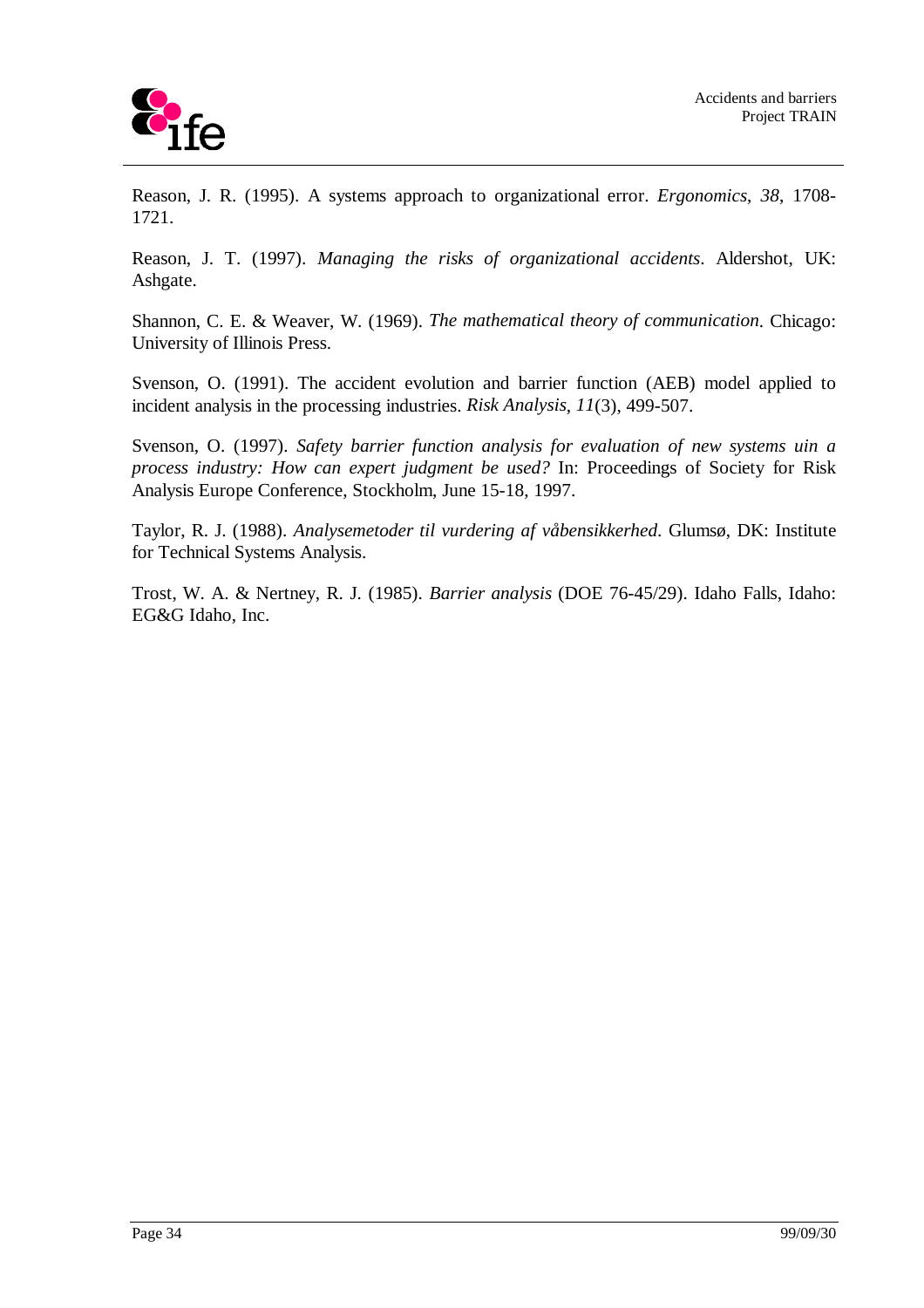Reason, J. R. (1995). A systems approach to organizational error. *Ergonomics*, *38*, 1708-1721.

Reason, J. T. (1997). *Managing the risks of organizational accidents*. Aldershot, UK: Ashgate.

Shannon, C. E. & Weaver, W. (1969). *The mathematical theory of communication*. Chicago: University of Illinois Press.

Svenson, O. (1991). The accident evolution and barrier function (AEB) model applied to incident analysis in the processing industries. *Risk Analysis*, *11*(3), 499-507.

Svenson, O. (1997). *Safety barrier function analysis for evaluation of new systems uin a process industry: How can expert judgment be used?* In: Proceedings of Society for Risk Analysis Europe Conference, Stockholm, June 15-18, 1997.

Taylor, R. J. (1988). *Analysemetoder til vurdering af våbensikkerhed*. Glumsø, DK: Institute for Technical Systems Analysis.

Trost, W. A. & Nertney, R. J. (1985). *Barrier analysis* (DOE 76-45/29). Idaho Falls, Idaho: EG&G Idaho, Inc.